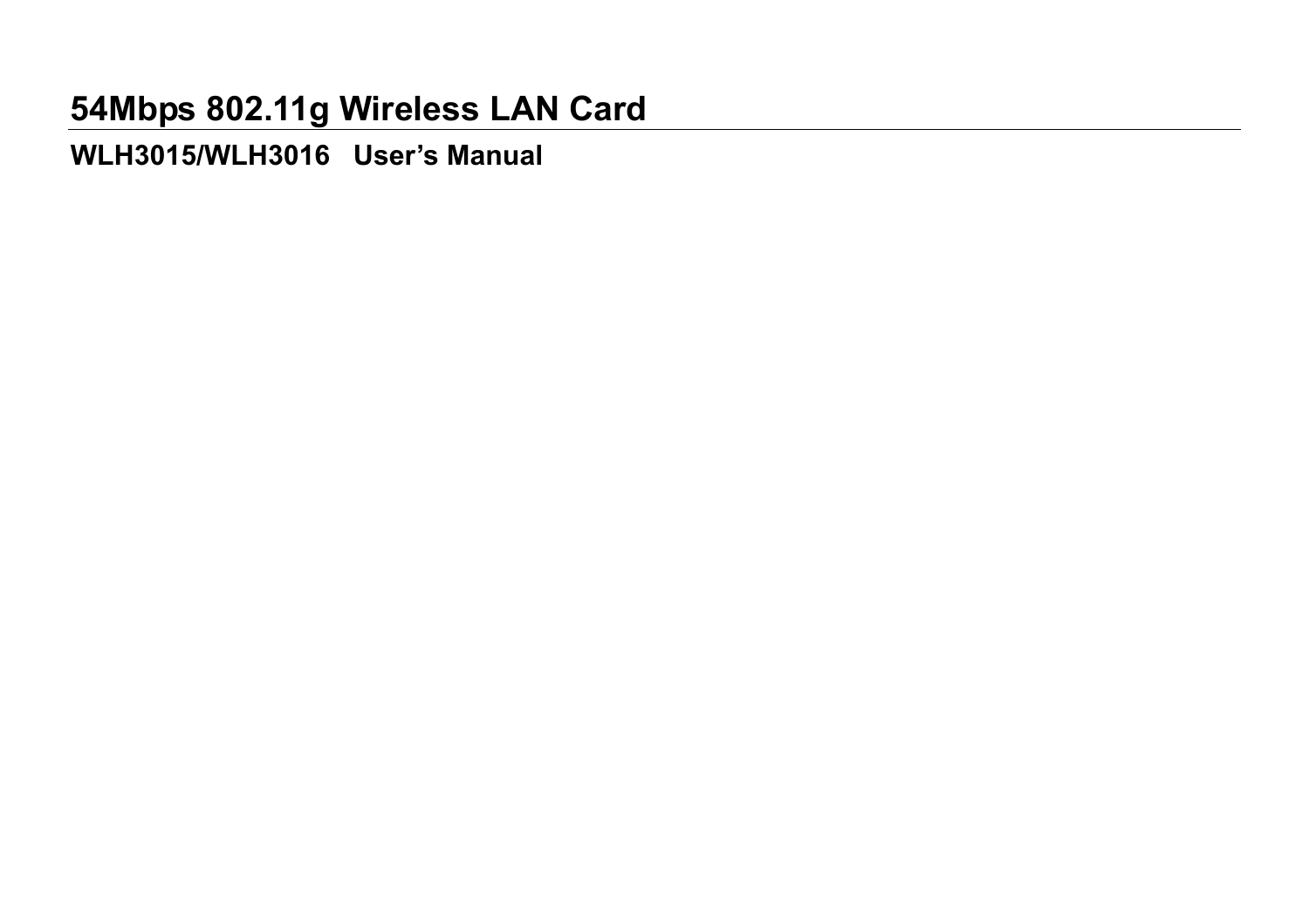# 54Mbps 802.11g Wireless LAN Card

**WLH3015/WLH3016 User's Manual**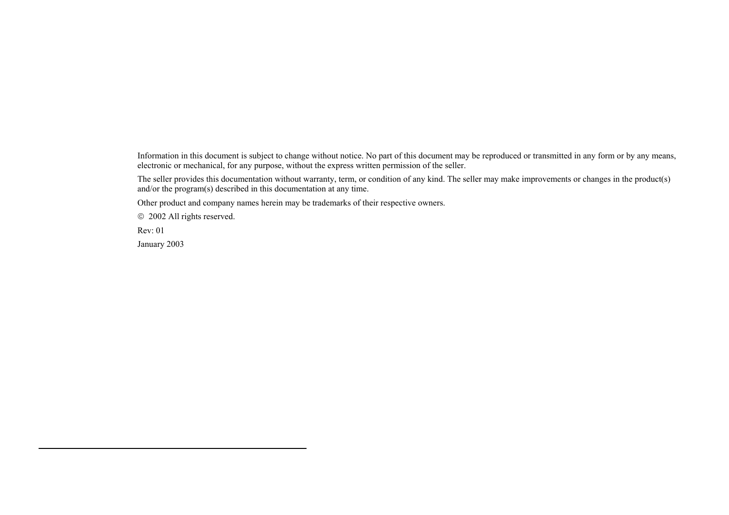Information in this document is subject to change without notice. No part of this document may be reproduced or transmitted in any form or by any means, electronic or mechanical, for any purpose, without the express written permission of the seller.

The seller provides this documentation without warranty, term, or condition of any kind. The seller may make improvements or changes in the product(s) and/or the program(s) described in this documentation at any time.

Other product and company names herein may be trademarks of their respective owners.

© 2002 All rights reserved.

Rev: 01

January 2003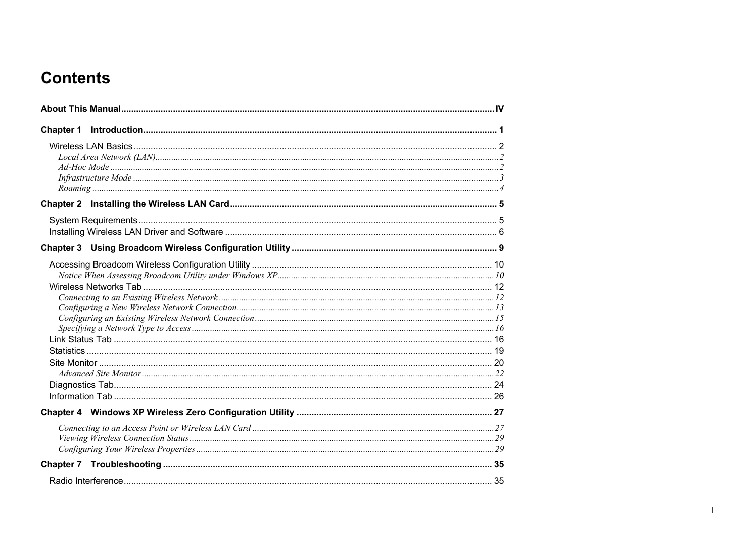# Contents

**About This Manual** .......... IV

**Chapter 1 Introduction** .......... 1

- Wireless LAN Basics .......... 2
  - *Local Area Network (LAN)* .......... 2
  - *Ad-Hoc Mode* .......... 2
  - *Infrastructure Mode* .......... 3
  - *Roaming* .......... 4

**Chapter 2 Installing the Wireless LAN Card** .......... 5

- System Requirements .......... 5
- Installing Wireless LAN Driver and Software .......... 6

**Chapter 3 Using Broadcom Wireless Configuration Utility** .......... 9

- Accessing Broadcom Wireless Configuration Utility .......... 10
  - *Notice When Assessing Broadcom Utility under Windows XP* .......... 10
- Wireless Networks Tab .......... 12
  - *Connecting to an Existing Wireless Network* .......... 12
  - *Configuring a New Wireless Network Connection* .......... 13
  - *Configuring an Existing Wireless Network Connection* .......... 15
  - *Specifying a Network Type to Access* .......... 16
- Link Status Tab .......... 16
- Statistics .......... 19
- Site Monitor .......... 20
  - *Advanced Site Monitor* .......... 22
- Diagnostics Tab .......... 24
- Information Tab .......... 26

**Chapter 4 Windows XP Wireless Zero Configuration Utility** .......... 27

- *Connecting to an Access Point or Wireless LAN Card* .......... 27
- *Viewing Wireless Connection Status* .......... 29
- *Configuring Your Wireless Properties* .......... 29

**Chapter 7 Troubleshooting** .......... 35

- Radio Interference .......... 35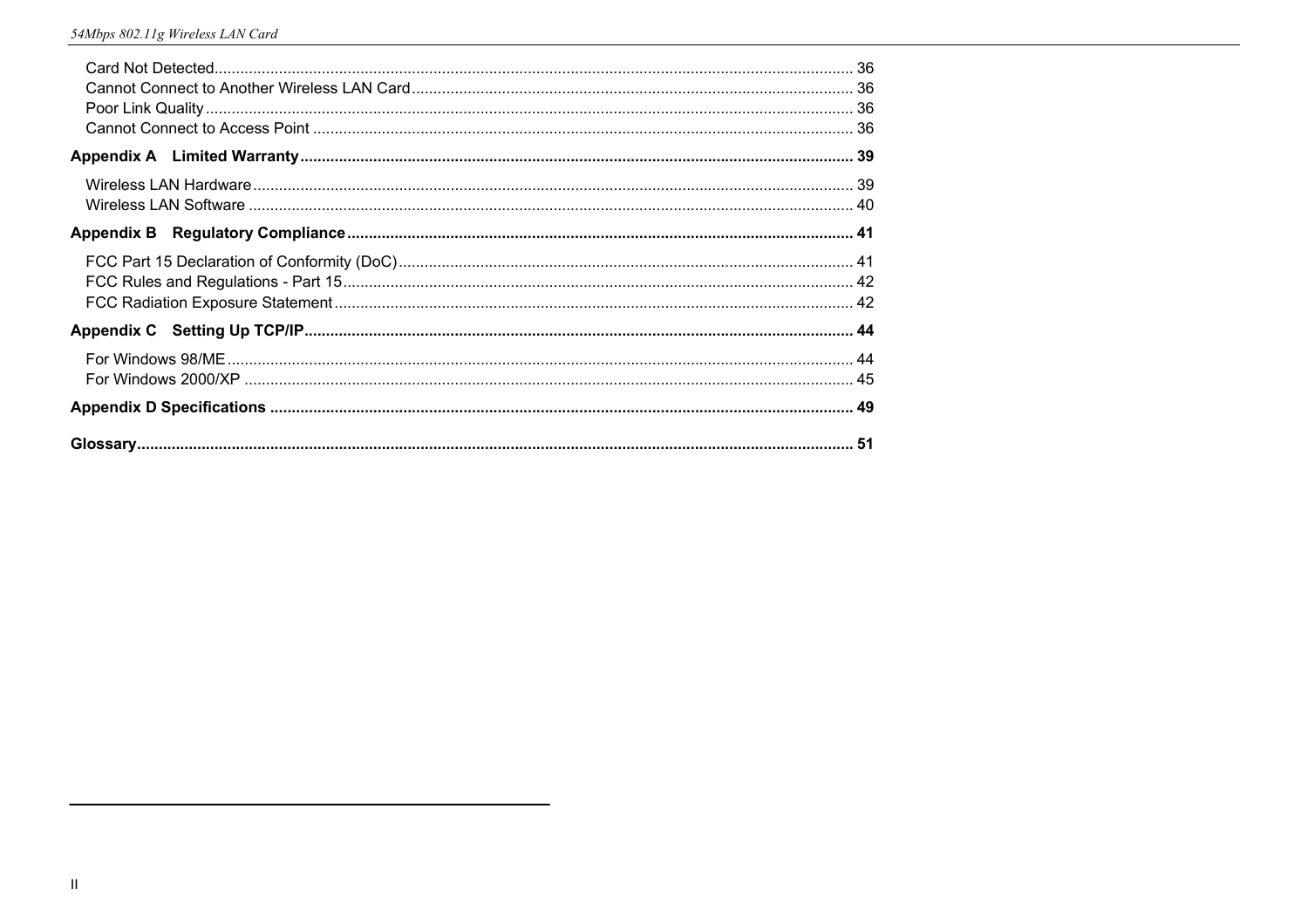Card Not Detected ........................................................................................................................................ 36
Cannot Connect to Another Wireless LAN Card ......................................................................................... 36
Poor Link Quality ........................................................................................................................................ 36
Cannot Connect to Access Point ................................................................................................................ 36

**Appendix A Limited Warranty ............................................................................................................... 39**

Wireless LAN Hardware .............................................................................................................................. 39
Wireless LAN Software ............................................................................................................................... 40

**Appendix B Regulatory Compliance .................................................................................................... 41**

FCC Part 15 Declaration of Conformity (DoC) ............................................................................................ 41
FCC Rules and Regulations - Part 15 ......................................................................................................... 42
FCC Radiation Exposure Statement ........................................................................................................... 42

**Appendix C Setting Up TCP/IP .............................................................................................................. 44**

For Windows 98/ME .................................................................................................................................... 44
For Windows 2000/XP ................................................................................................................................ 45

**Appendix D Specifications ..................................................................................................................... 49**

**Glossary .................................................................................................................................................... 51**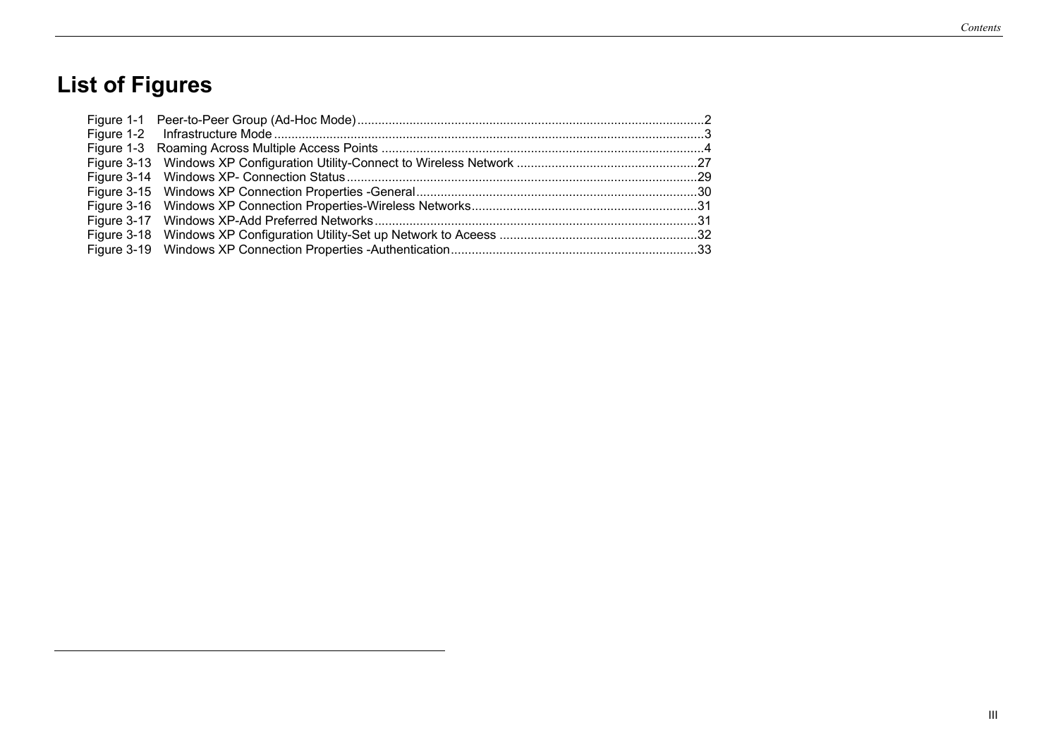# List of Figures

Figure 1-1 Peer-to-Peer Group (Ad-Hoc Mode) ....................................................................................................2
Figure 1-2 Infrastructure Mode ..........................................................................................................................3
Figure 1-3 Roaming Across Multiple Access Points ............................................................................................4
Figure 3-13 Windows XP Configuration Utility-Connect to Wireless Network ....................................................27
Figure 3-14 Windows XP- Connection Status ....................................................................................................29
Figure 3-15 Windows XP Connection Properties -General.................................................................................30
Figure 3-16 Windows XP Connection Properties-Wireless Networks.................................................................31
Figure 3-17 Windows XP-Add Preferred Networks............................................................................................31
Figure 3-18 Windows XP Configuration Utility-Set up Network to Aceess .........................................................32
Figure 3-19 Windows XP Connection Properties -Authentication.......................................................................33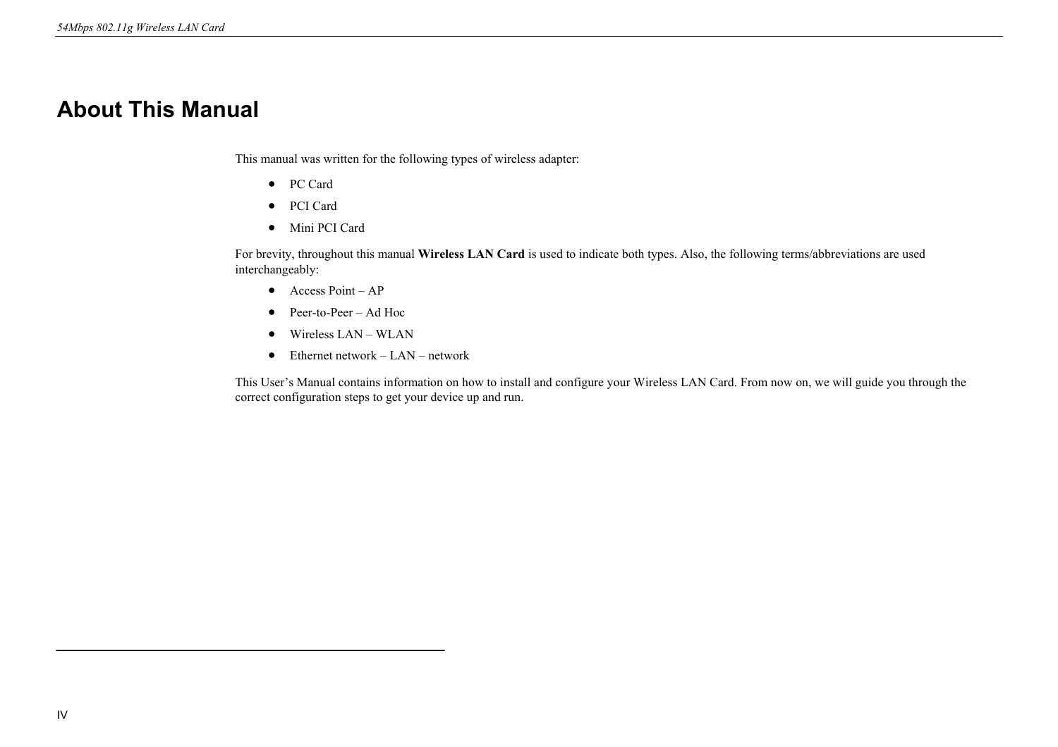# About This Manual

This manual was written for the following types of wireless adapter:

- PC Card
- PCI Card
- Mini PCI Card

For brevity, throughout this manual **Wireless LAN Card** is used to indicate both types. Also, the following terms/abbreviations are used interchangeably:

- Access Point – AP
- Peer-to-Peer – Ad Hoc
- Wireless LAN – WLAN
- Ethernet network – LAN – network

This User's Manual contains information on how to install and configure your Wireless LAN Card. From now on, we will guide you through the correct configuration steps to get your device up and run.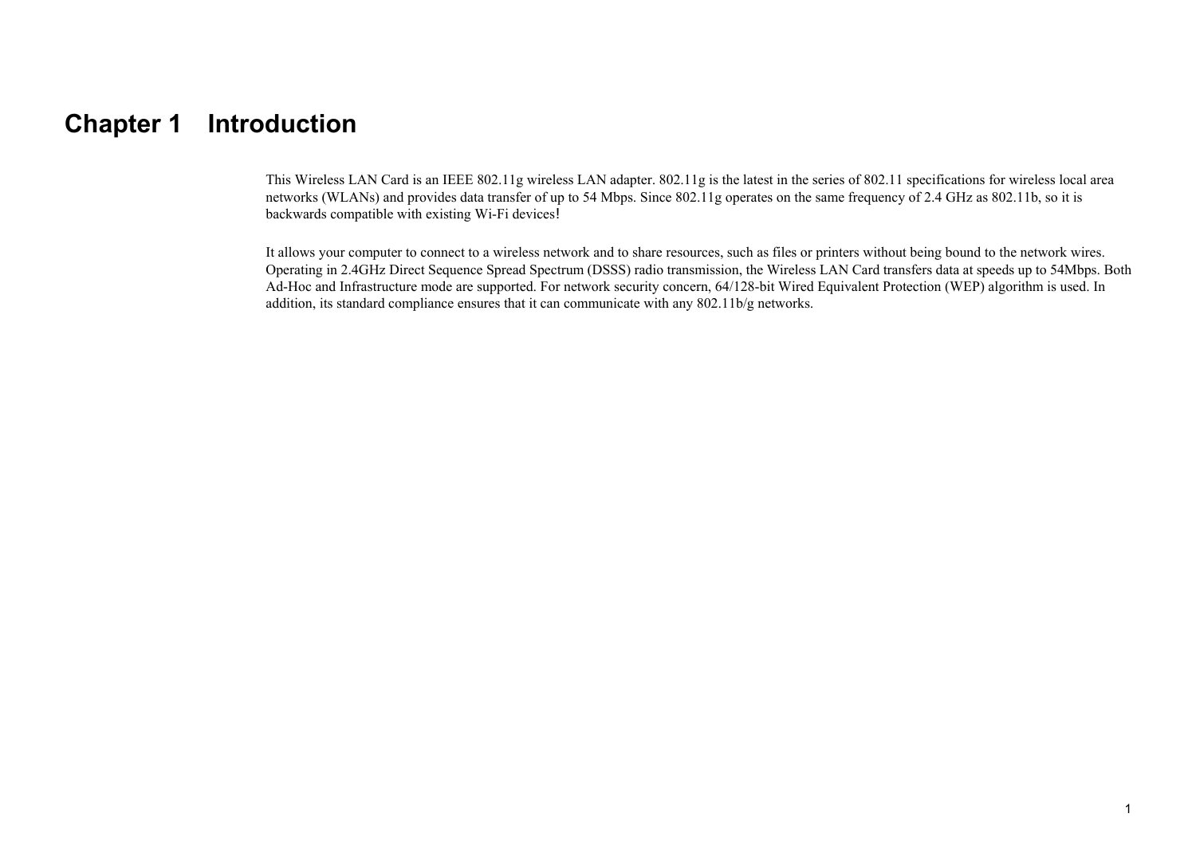# Chapter 1 Introduction

This Wireless LAN Card is an IEEE 802.11g wireless LAN adapter. 802.11g is the latest in the series of 802.11 specifications for wireless local area networks (WLANs) and provides data transfer of up to 54 Mbps. Since 802.11g operates on the same frequency of 2.4 GHz as 802.11b, so it is backwards compatible with existing Wi-Fi devices!

It allows your computer to connect to a wireless network and to share resources, such as files or printers without being bound to the network wires. Operating in 2.4GHz Direct Sequence Spread Spectrum (DSSS) radio transmission, the Wireless LAN Card transfers data at speeds up to 54Mbps. Both Ad-Hoc and Infrastructure mode are supported. For network security concern, 64/128-bit Wired Equivalent Protection (WEP) algorithm is used. In addition, its standard compliance ensures that it can communicate with any 802.11b/g networks.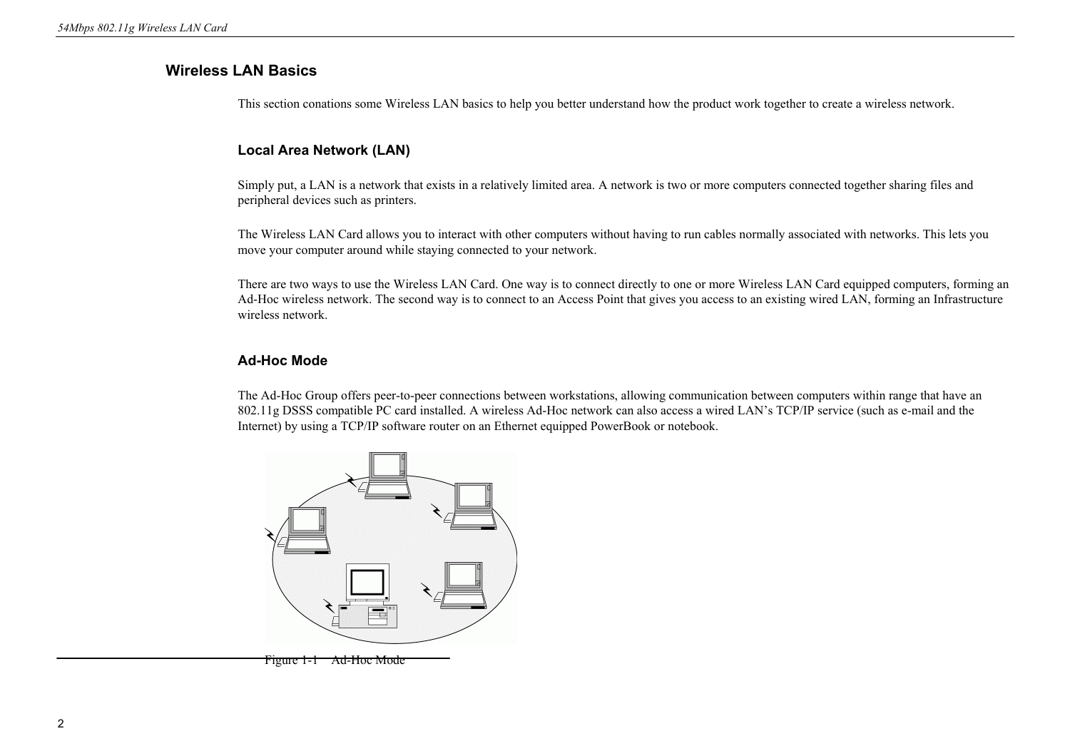## Wireless LAN Basics

This section conations some Wireless LAN basics to help you better understand how the product work together to create a wireless network.

### Local Area Network (LAN)

Simply put, a LAN is a network that exists in a relatively limited area. A network is two or more computers connected together sharing files and peripheral devices such as printers.

The Wireless LAN Card allows you to interact with other computers without having to run cables normally associated with networks. This lets you move your computer around while staying connected to your network.

There are two ways to use the Wireless LAN Card. One way is to connect directly to one or more Wireless LAN Card equipped computers, forming an Ad-Hoc wireless network. The second way is to connect to an Access Point that gives you access to an existing wired LAN, forming an Infrastructure wireless network.

### Ad-Hoc Mode

The Ad-Hoc Group offers peer-to-peer connections between workstations, allowing communication between computers within range that have an 802.11g DSSS compatible PC card installed. A wireless Ad-Hoc network can also access a wired LAN's TCP/IP service (such as e-mail and the Internet) by using a TCP/IP software router on an Ethernet equipped PowerBook or notebook.

Figure 1-1 Ad-Hoc Mode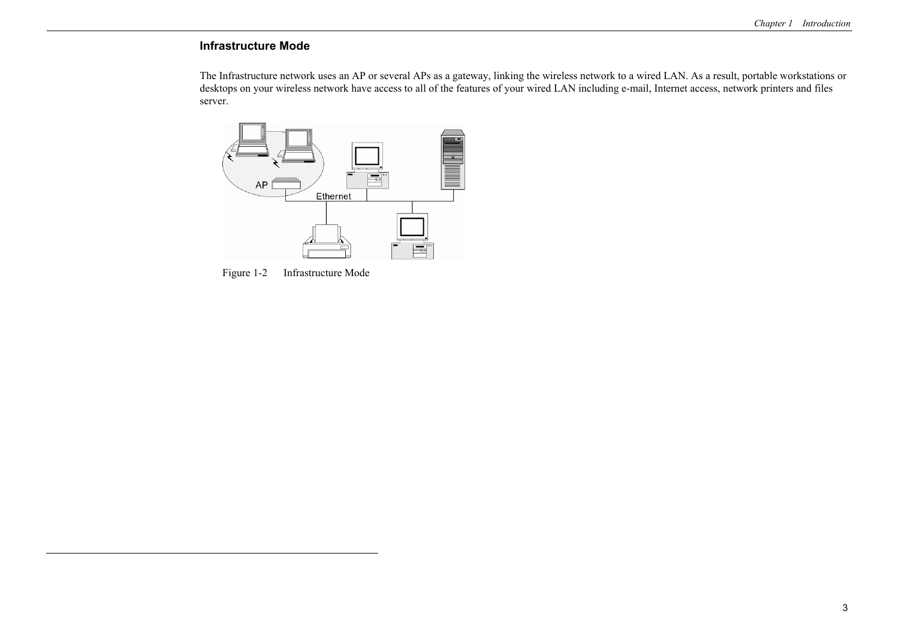### Infrastructure Mode

The Infrastructure network uses an AP or several APs as a gateway, linking the wireless network to a wired LAN. As a result, portable workstations or desktops on your wireless network have access to all of the features of your wired LAN including e-mail, Internet access, network printers and files server.

Figure 1-2 Infrastructure Mode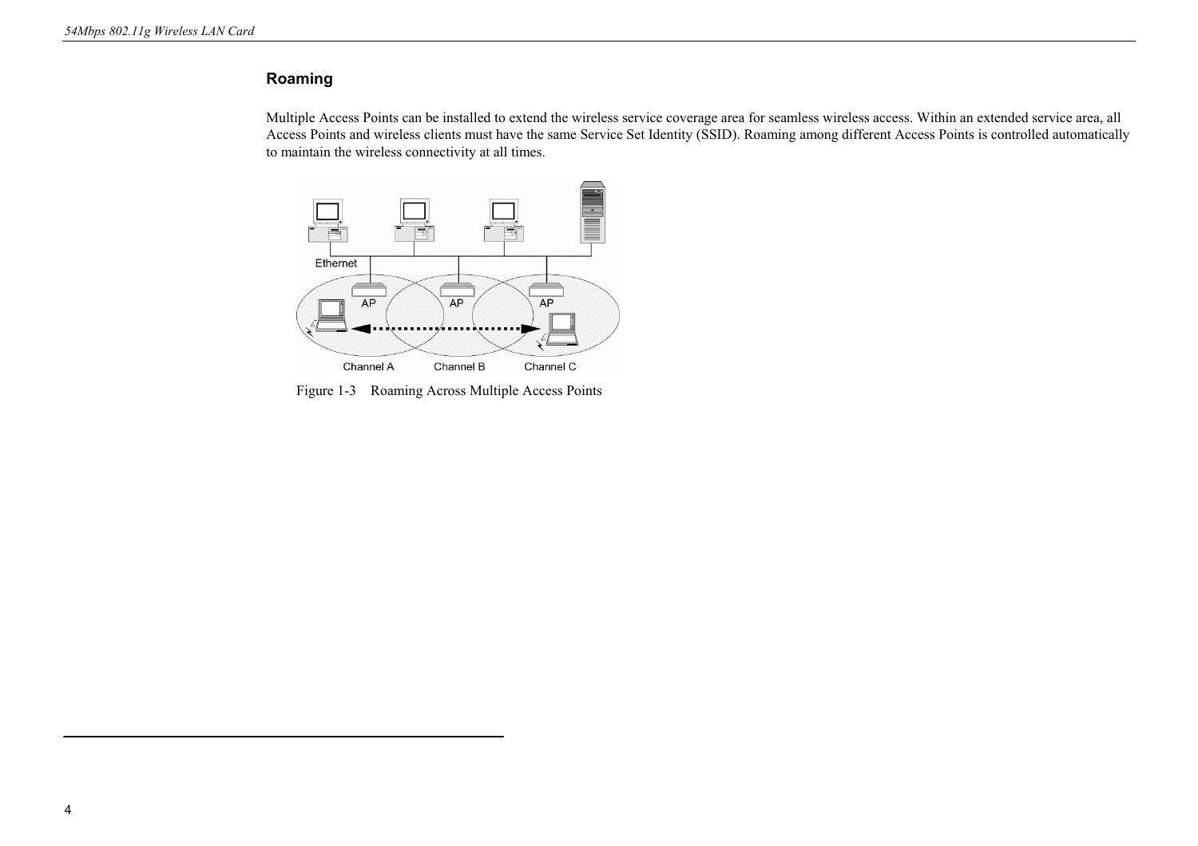## Roaming

Multiple Access Points can be installed to extend the wireless service coverage area for seamless wireless access. Within an extended service area, all Access Points and wireless clients must have the same Service Set Identity (SSID). Roaming among different Access Points is controlled automatically to maintain the wireless connectivity at all times.

Figure 1-3    Roaming Across Multiple Access Points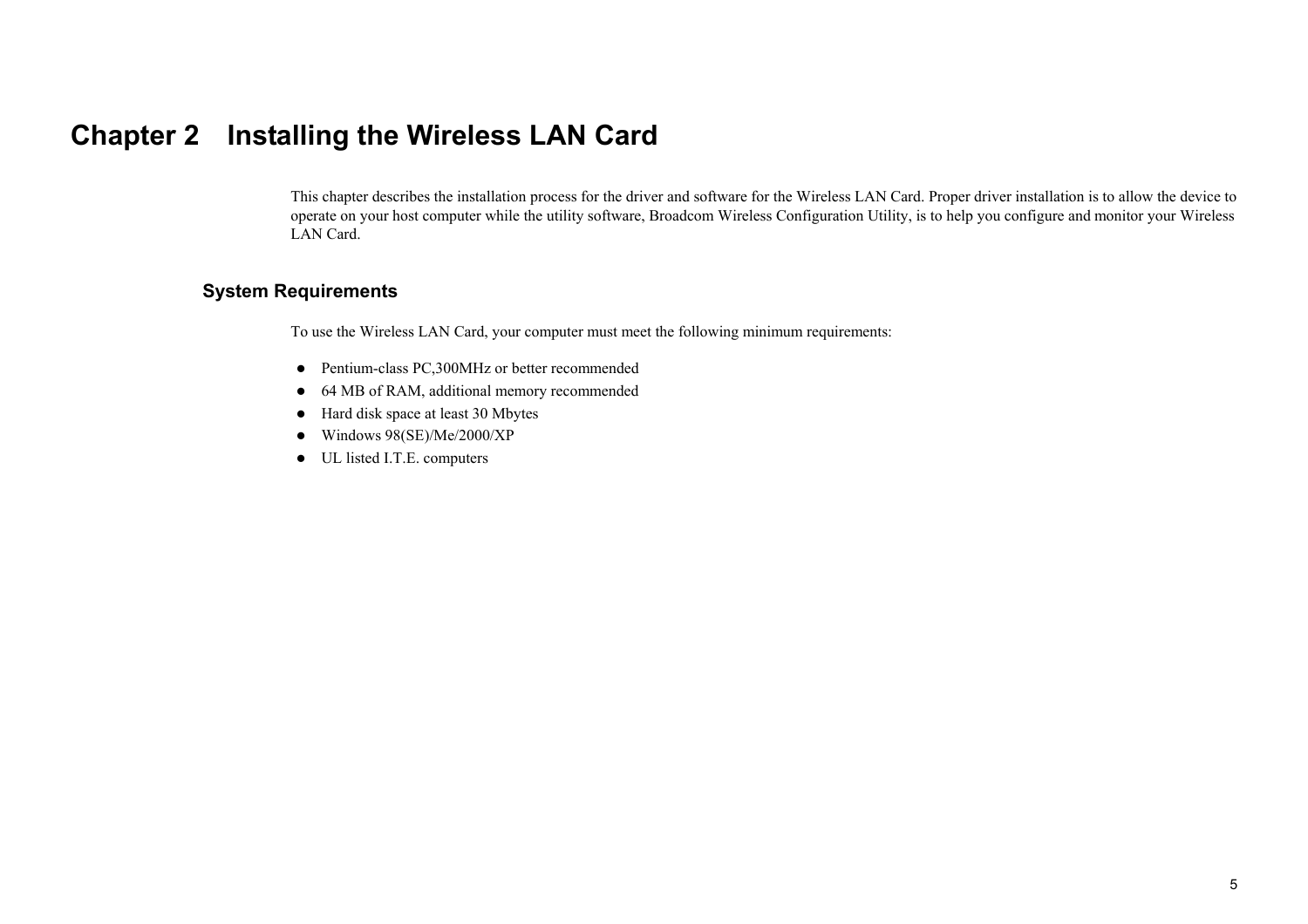# Chapter 2 Installing the Wireless LAN Card

This chapter describes the installation process for the driver and software for the Wireless LAN Card. Proper driver installation is to allow the device to operate on your host computer while the utility software, Broadcom Wireless Configuration Utility, is to help you configure and monitor your Wireless LAN Card.

## System Requirements

To use the Wireless LAN Card, your computer must meet the following minimum requirements:

- Pentium-class PC,300MHz or better recommended
- 64 MB of RAM, additional memory recommended
- Hard disk space at least 30 Mbytes
- Windows 98(SE)/Me/2000/XP
- UL listed I.T.E. computers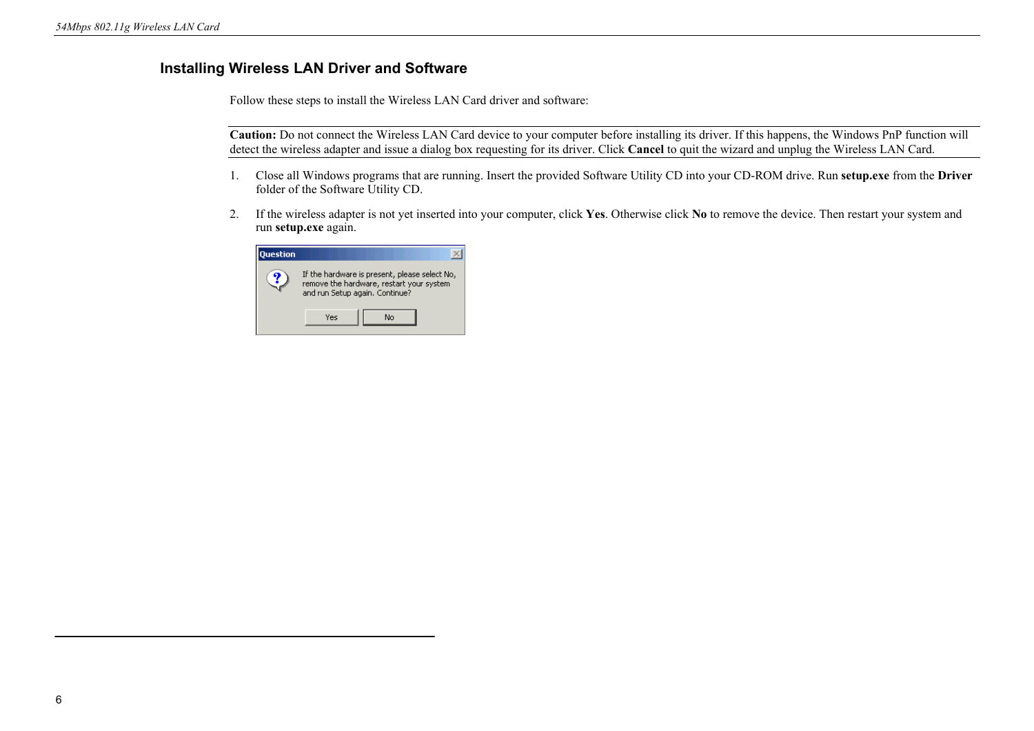## Installing Wireless LAN Driver and Software

Follow these steps to install the Wireless LAN Card driver and software:

**Caution:** Do not connect the Wireless LAN Card device to your computer before installing its driver. If this happens, the Windows PnP function will detect the wireless adapter and issue a dialog box requesting for its driver. Click **Cancel** to quit the wizard and unplug the Wireless LAN Card.

1. Close all Windows programs that are running. Insert the provided Software Utility CD into your CD-ROM drive. Run **setup.exe** from the **Driver** folder of the Software Utility CD.

2. If the wireless adapter is not yet inserted into your computer, click **Yes**. Otherwise click **No** to remove the device. Then restart your system and run **setup.exe** again.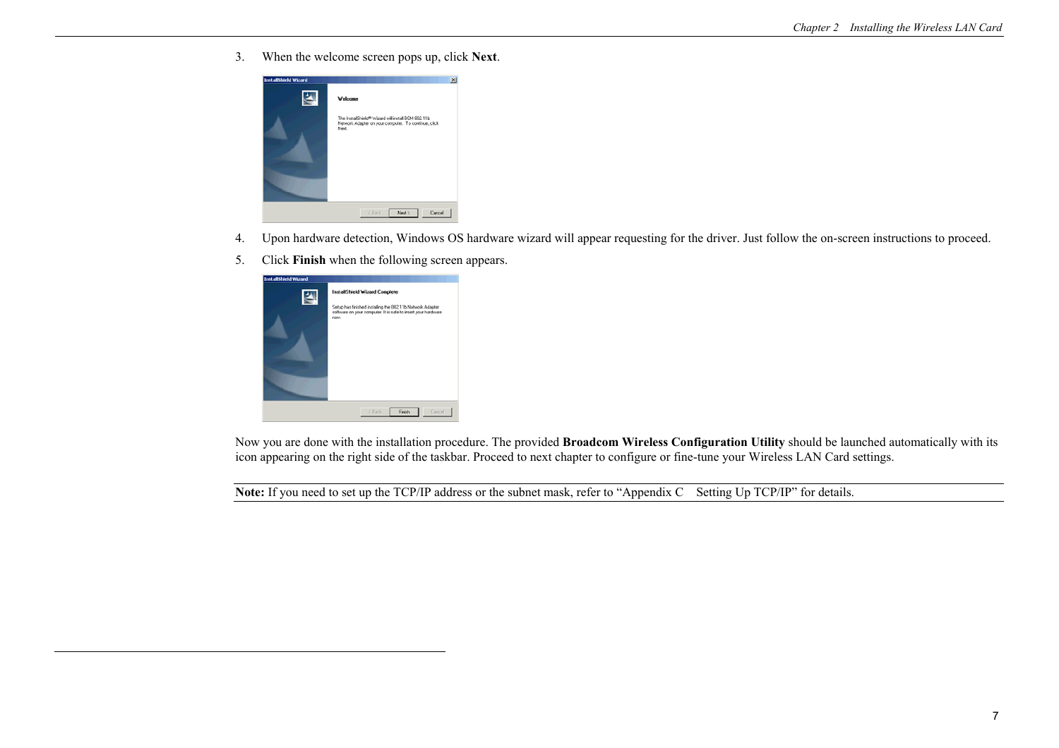3. When the welcome screen pops up, click **Next**.

4. Upon hardware detection, Windows OS hardware wizard will appear requesting for the driver. Just follow the on-screen instructions to proceed.

5. Click **Finish** when the following screen appears.

Now you are done with the installation procedure. The provided **Broadcom Wireless Configuration Utility** should be launched automatically with its icon appearing on the right side of the taskbar. Proceed to next chapter to configure or fine-tune your Wireless LAN Card settings.

---

**Note:** If you need to set up the TCP/IP address or the subnet mask, refer to "Appendix C Setting Up TCP/IP" for details.

---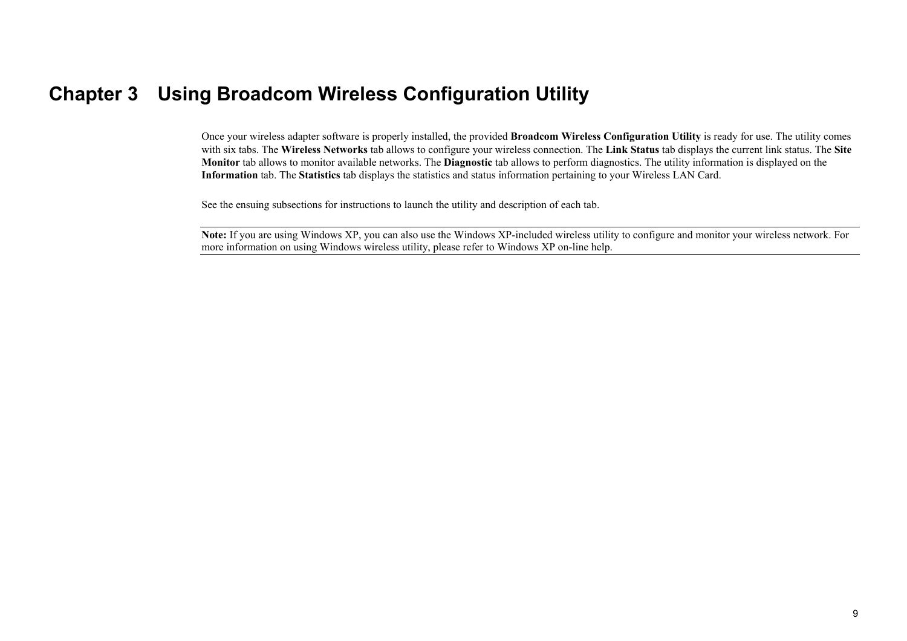# Chapter 3 Using Broadcom Wireless Configuration Utility

Once your wireless adapter software is properly installed, the provided **Broadcom Wireless Configuration Utility** is ready for use. The utility comes with six tabs. The **Wireless Networks** tab allows to configure your wireless connection. The **Link Status** tab displays the current link status. The **Site Monitor** tab allows to monitor available networks. The **Diagnostic** tab allows to perform diagnostics. The utility information is displayed on the **Information** tab. The **Statistics** tab displays the statistics and status information pertaining to your Wireless LAN Card.

See the ensuing subsections for instructions to launch the utility and description of each tab.

---

**Note:** If you are using Windows XP, you can also use the Windows XP-included wireless utility to configure and monitor your wireless network. For more information on using Windows wireless utility, please refer to Windows XP on-line help.

---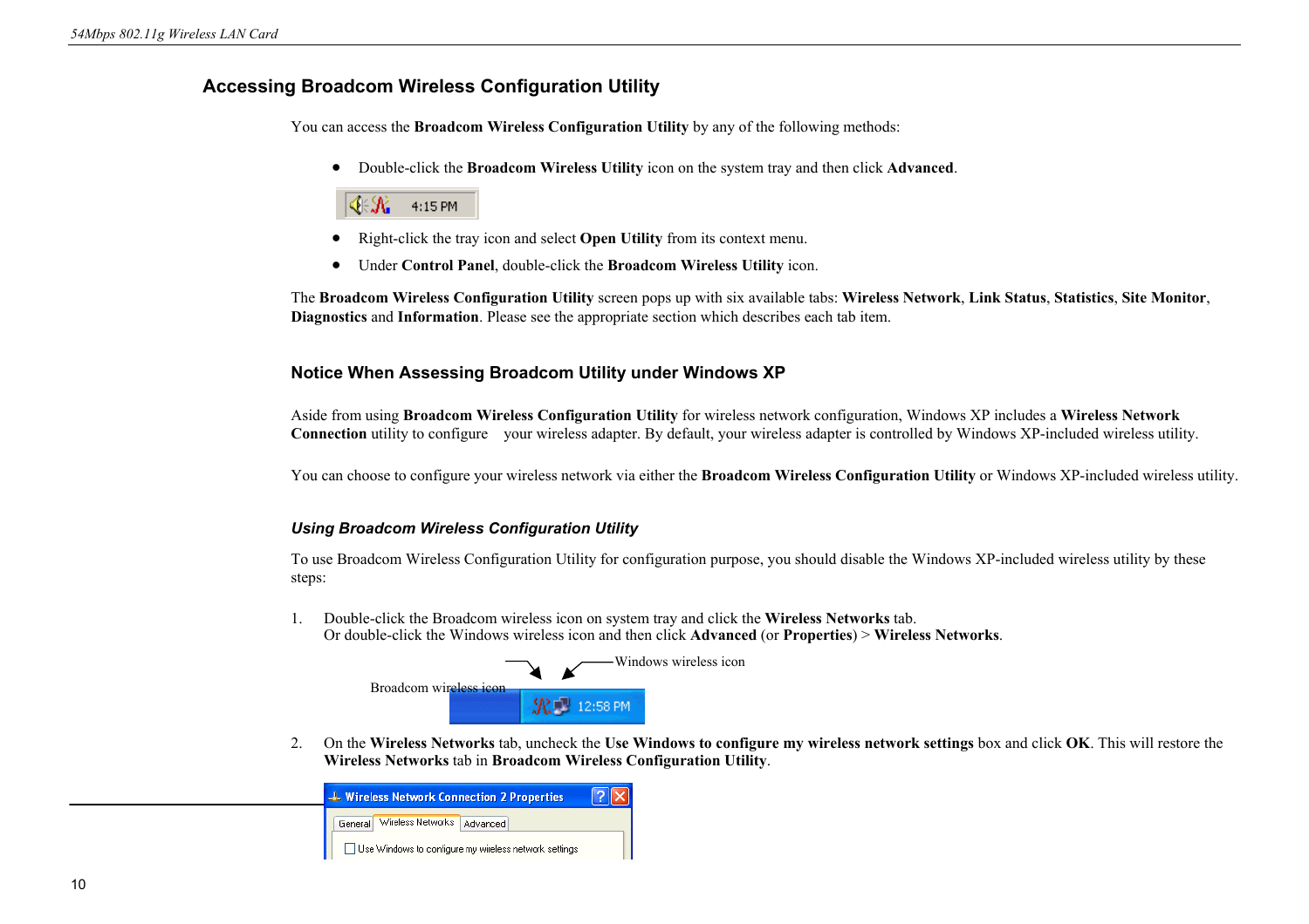## Accessing Broadcom Wireless Configuration Utility

You can access the **Broadcom Wireless Configuration Utility** by any of the following methods:

- Double-click the **Broadcom Wireless Utility** icon on the system tray and then click **Advanced**.
- Right-click the tray icon and select **Open Utility** from its context menu.
- Under **Control Panel**, double-click the **Broadcom Wireless Utility** icon.

The **Broadcom Wireless Configuration Utility** screen pops up with six available tabs: **Wireless Network**, **Link Status**, **Statistics**, **Site Monitor**, **Diagnostics** and **Information**. Please see the appropriate section which describes each tab item.

### Notice When Assessing Broadcom Utility under Windows XP

Aside from using **Broadcom Wireless Configuration Utility** for wireless network configuration, Windows XP includes a **Wireless Network Connection** utility to configure your wireless adapter. By default, your wireless adapter is controlled by Windows XP-included wireless utility.

You can choose to configure your wireless network via either the **Broadcom Wireless Configuration Utility** or Windows XP-included wireless utility.

#### *Using Broadcom Wireless Configuration Utility*

To use Broadcom Wireless Configuration Utility for configuration purpose, you should disable the Windows XP-included wireless utility by these steps:

1. Double-click the Broadcom wireless icon on system tray and click the **Wireless Networks** tab.
   Or double-click the Windows wireless icon and then click **Advanced** (or **Properties**) > **Wireless Networks**.

   Windows wireless icon

   Broadcom wireless icon

2. On the **Wireless Networks** tab, uncheck the **Use Windows to configure my wireless network settings** box and click **OK**. This will restore the **Wireless Networks** tab in **Broadcom Wireless Configuration Utility**.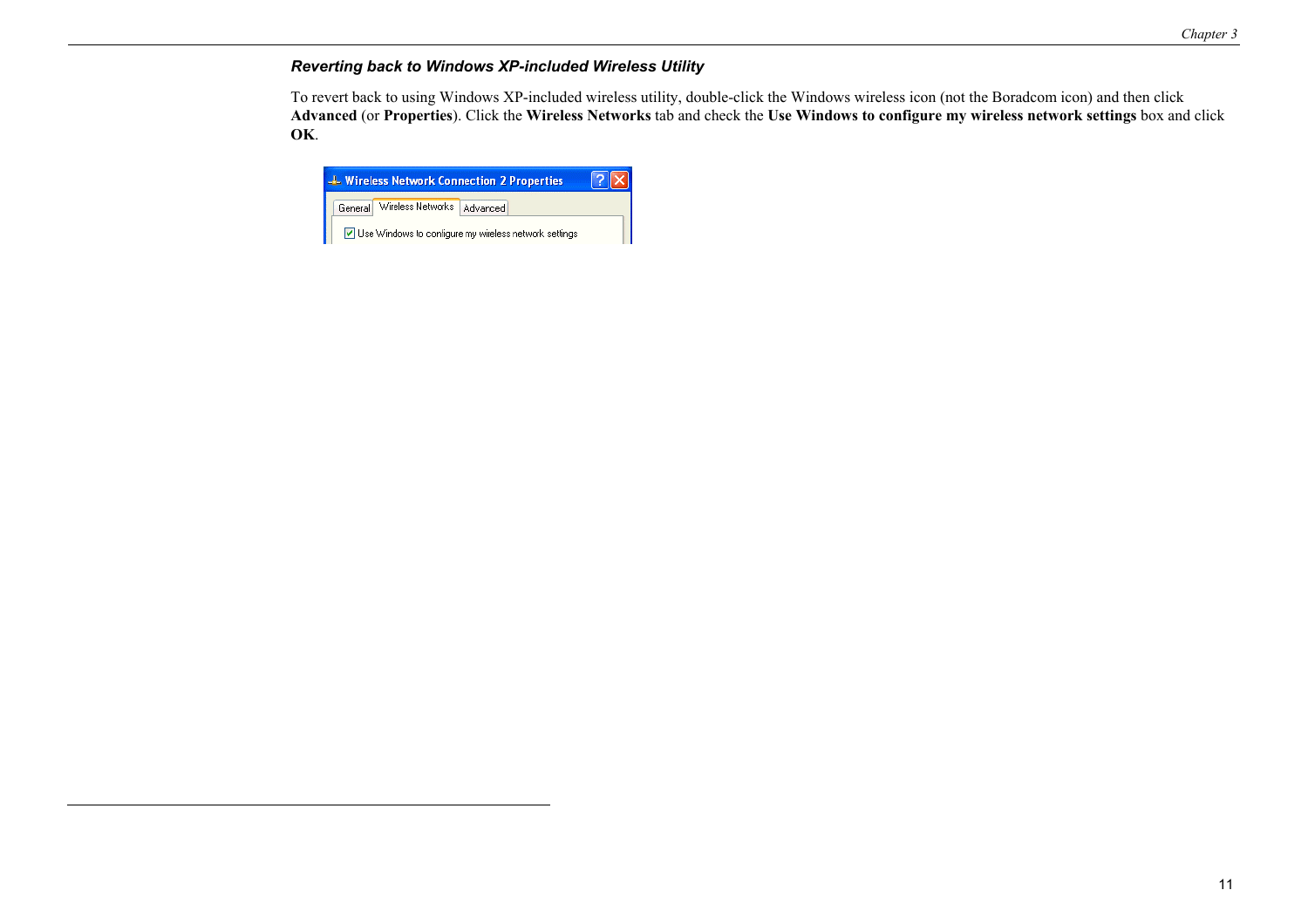### *Reverting back to Windows XP-included Wireless Utility*

To revert back to using Windows XP-included wireless utility, double-click the Windows wireless icon (not the Boradcom icon) and then click **Advanced** (or **Properties**). Click the **Wireless Networks** tab and check the **Use Windows to configure my wireless network settings** box and click **OK**.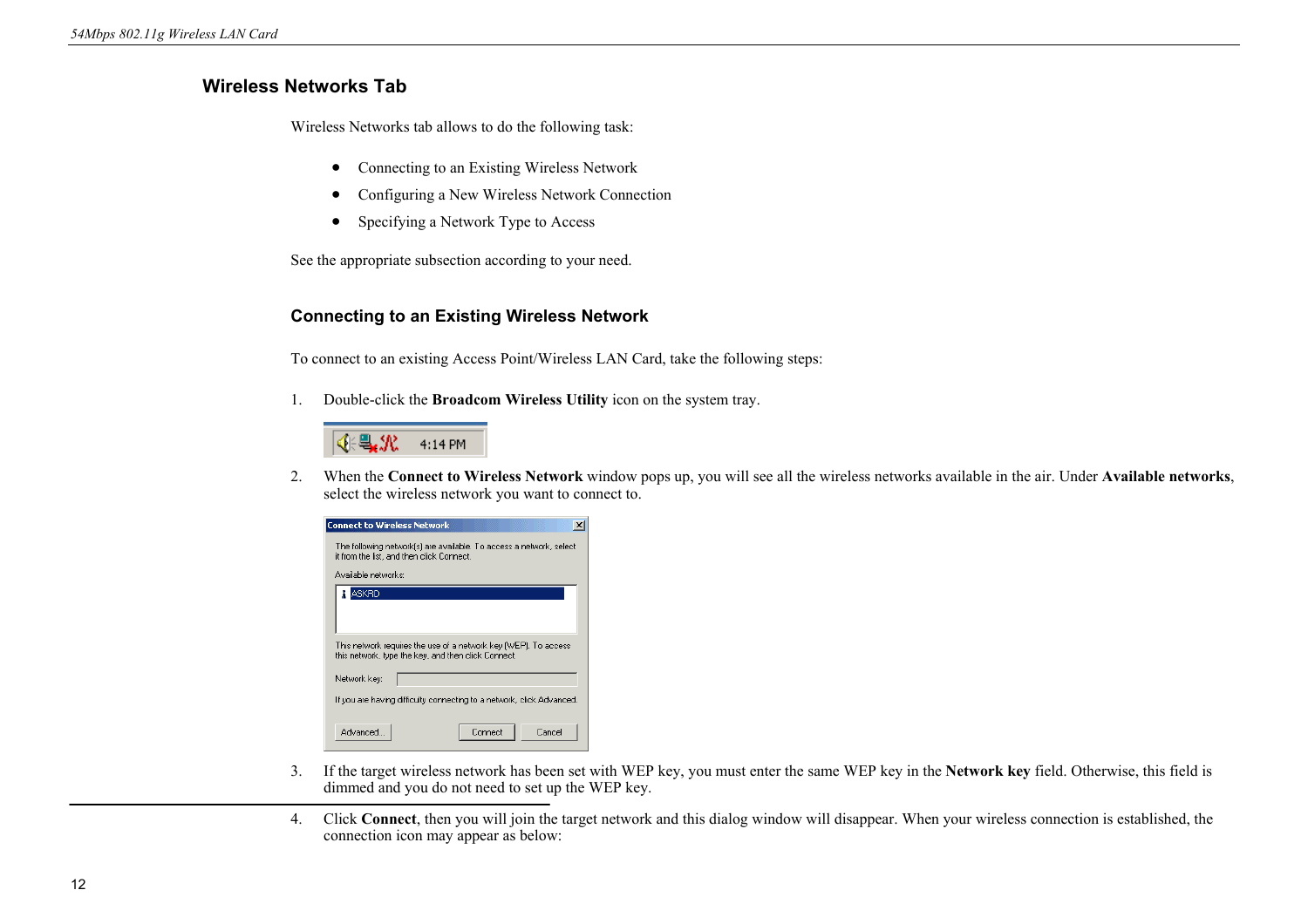## Wireless Networks Tab

Wireless Networks tab allows to do the following task:

- Connecting to an Existing Wireless Network
- Configuring a New Wireless Network Connection
- Specifying a Network Type to Access

See the appropriate subsection according to your need.

### Connecting to an Existing Wireless Network

To connect to an existing Access Point/Wireless LAN Card, take the following steps:

1. Double-click the **Broadcom Wireless Utility** icon on the system tray.

2. When the **Connect to Wireless Network** window pops up, you will see all the wireless networks available in the air. Under **Available networks**, select the wireless network you want to connect to.

3. If the target wireless network has been set with WEP key, you must enter the same WEP key in the **Network key** field. Otherwise, this field is dimmed and you do not need to set up the WEP key.

4. Click **Connect**, then you will join the target network and this dialog window will disappear. When your wireless connection is established, the connection icon may appear as below: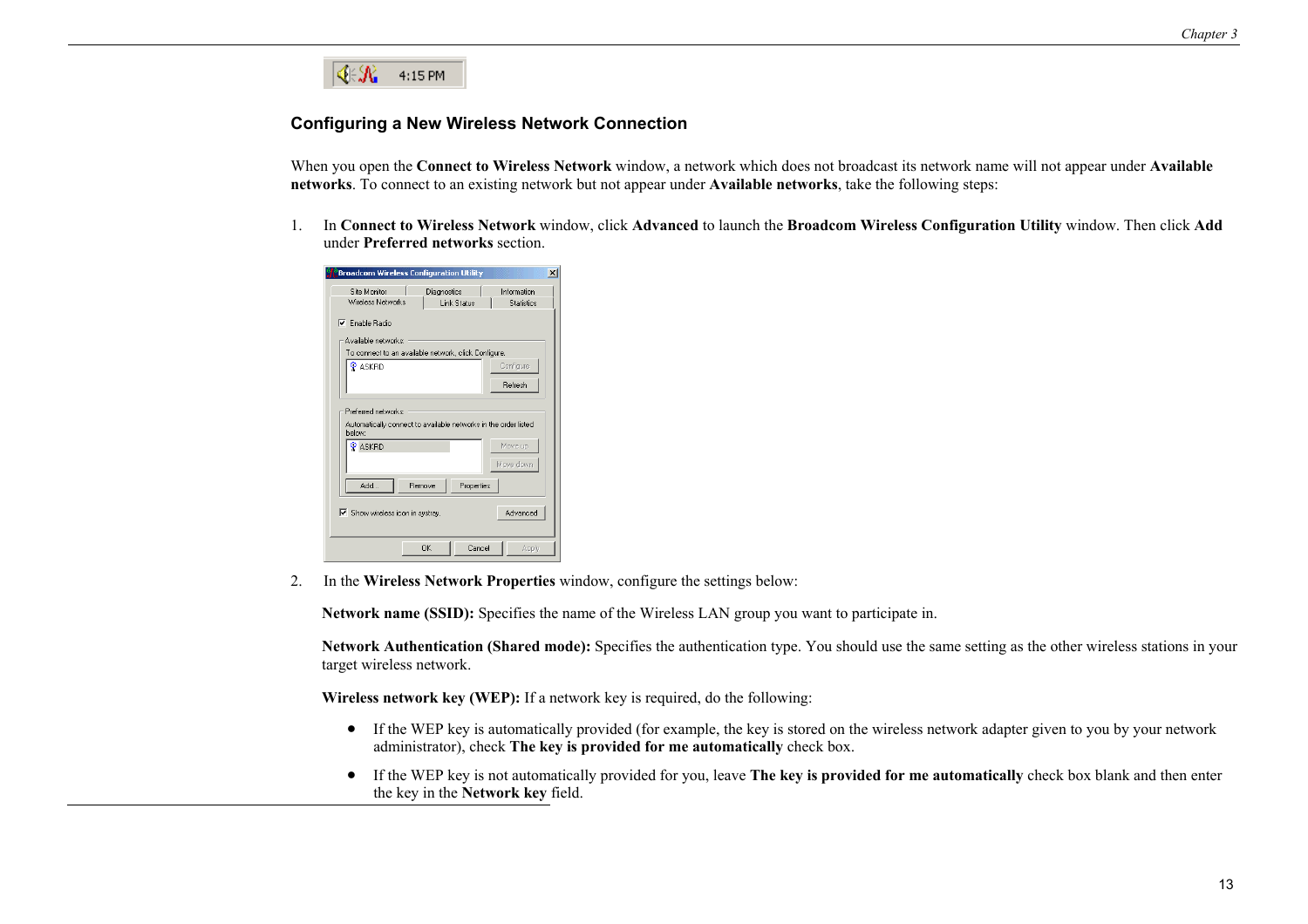### Configuring a New Wireless Network Connection

When you open the **Connect to Wireless Network** window, a network which does not broadcast its network name will not appear under **Available networks**. To connect to an existing network but not appear under **Available networks**, take the following steps:

1. In **Connect to Wireless Network** window, click **Advanced** to launch the **Broadcom Wireless Configuration Utility** window. Then click **Add** under **Preferred networks** section.

2. In the **Wireless Network Properties** window, configure the settings below:

   **Network name (SSID):** Specifies the name of the Wireless LAN group you want to participate in.

   **Network Authentication (Shared mode):** Specifies the authentication type. You should use the same setting as the other wireless stations in your target wireless network.

   **Wireless network key (WEP):** If a network key is required, do the following:

   - If the WEP key is automatically provided (for example, the key is stored on the wireless network adapter given to you by your network administrator), check **The key is provided for me automatically** check box.
   - If the WEP key is not automatically provided for you, leave **The key is provided for me automatically** check box blank and then enter the key in the **Network key** field.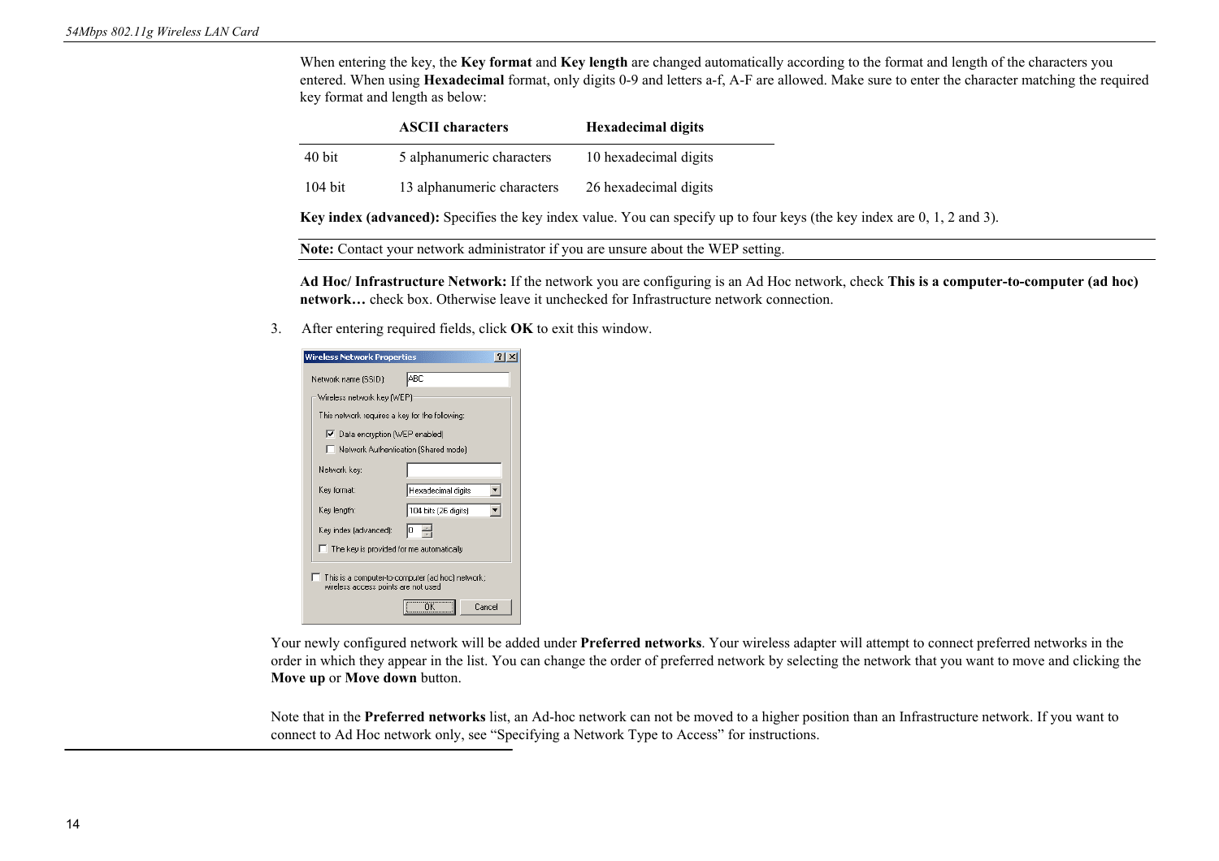When entering the key, the **Key format** and **Key length** are changed automatically according to the format and length of the characters you entered. When using **Hexadecimal** format, only digits 0-9 and letters a-f, A-F are allowed. Make sure to enter the character matching the required key format and length as below:

| | ASCII characters | Hexadecimal digits |
|---|---|---|
| 40 bit | 5 alphanumeric characters | 10 hexadecimal digits |
| 104 bit | 13 alphanumeric characters | 26 hexadecimal digits |

**Key index (advanced):** Specifies the key index value. You can specify up to four keys (the key index are 0, 1, 2 and 3).

**Note:** Contact your network administrator if you are unsure about the WEP setting.

**Ad Hoc/ Infrastructure Network:** If the network you are configuring is an Ad Hoc network, check **This is a computer-to-computer (ad hoc) network…** check box. Otherwise leave it unchecked for Infrastructure network connection.

3. After entering required fields, click **OK** to exit this window.

Your newly configured network will be added under **Preferred networks**. Your wireless adapter will attempt to connect preferred networks in the order in which they appear in the list. You can change the order of preferred network by selecting the network that you want to move and clicking the **Move up** or **Move down** button.

Note that in the **Preferred networks** list, an Ad-hoc network can not be moved to a higher position than an Infrastructure network. If you want to connect to Ad Hoc network only, see "Specifying a Network Type to Access" for instructions.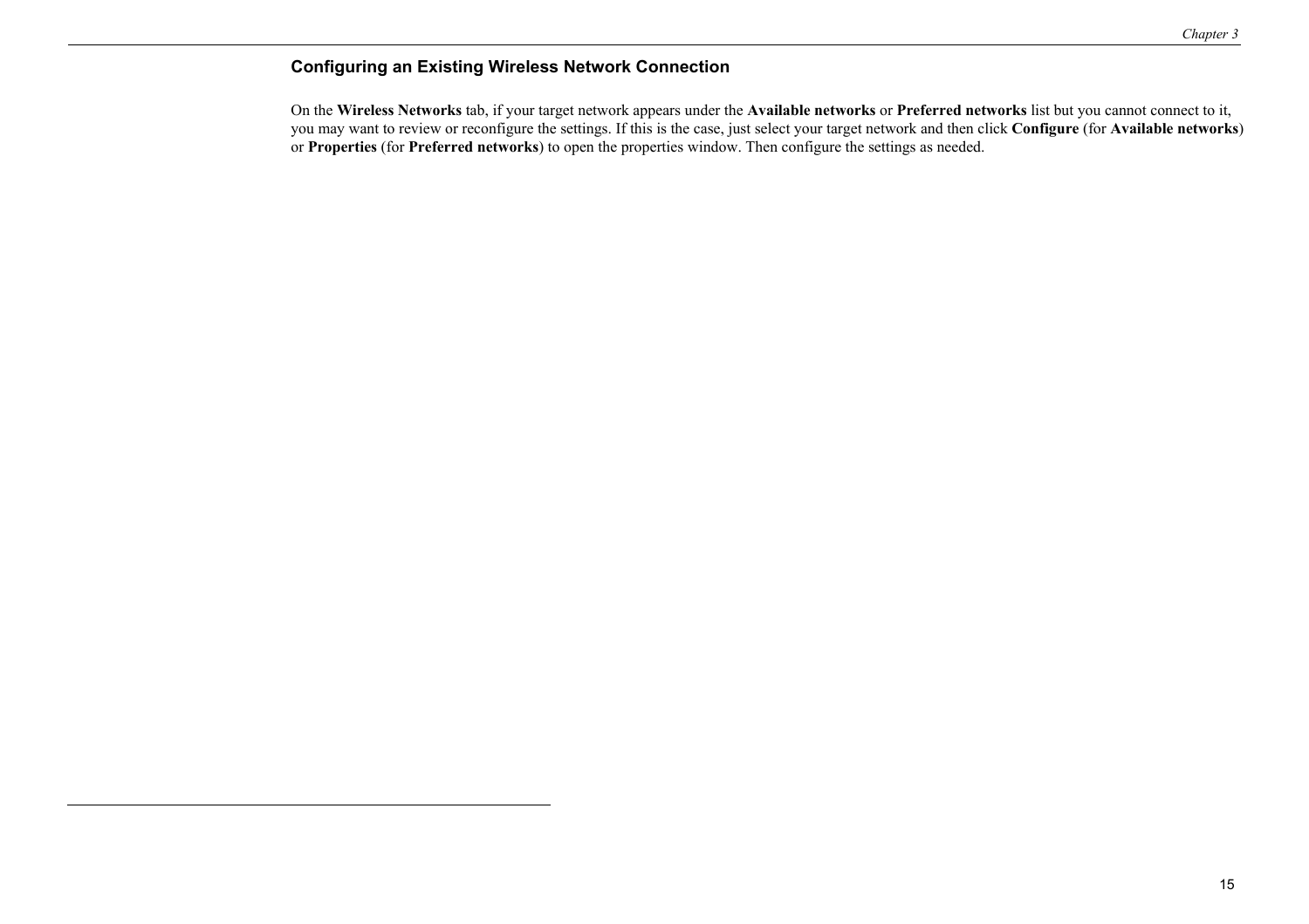### Configuring an Existing Wireless Network Connection

On the **Wireless Networks** tab, if your target network appears under the **Available networks** or **Preferred networks** list but you cannot connect to it, you may want to review or reconfigure the settings. If this is the case, just select your target network and then click **Configure** (for **Available networks**) or **Properties** (for **Preferred networks**) to open the properties window. Then configure the settings as needed.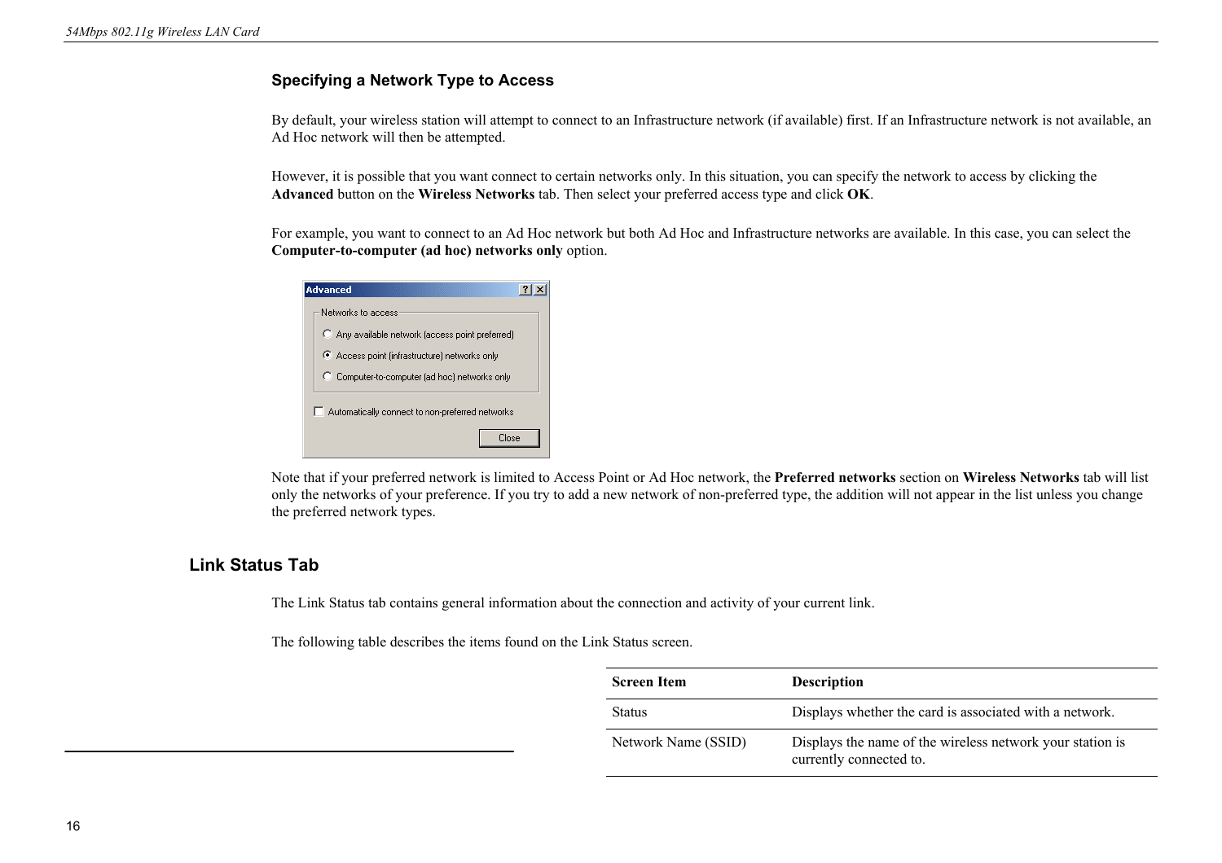### Specifying a Network Type to Access

By default, your wireless station will attempt to connect to an Infrastructure network (if available) first. If an Infrastructure network is not available, an Ad Hoc network will then be attempted.

However, it is possible that you want connect to certain networks only. In this situation, you can specify the network to access by clicking the **Advanced** button on the **Wireless Networks** tab. Then select your preferred access type and click **OK**.

For example, you want to connect to an Ad Hoc network but both Ad Hoc and Infrastructure networks are available. In this case, you can select the **Computer-to-computer (ad hoc) networks only** option.

Note that if your preferred network is limited to Access Point or Ad Hoc network, the **Preferred networks** section on **Wireless Networks** tab will list only the networks of your preference. If you try to add a new network of non-preferred type, the addition will not appear in the list unless you change the preferred network types.

## Link Status Tab

The Link Status tab contains general information about the connection and activity of your current link.

The following table describes the items found on the Link Status screen.

| Screen Item | Description |
|---|---|
| Status | Displays whether the card is associated with a network. |
| Network Name (SSID) | Displays the name of the wireless network your station is currently connected to. |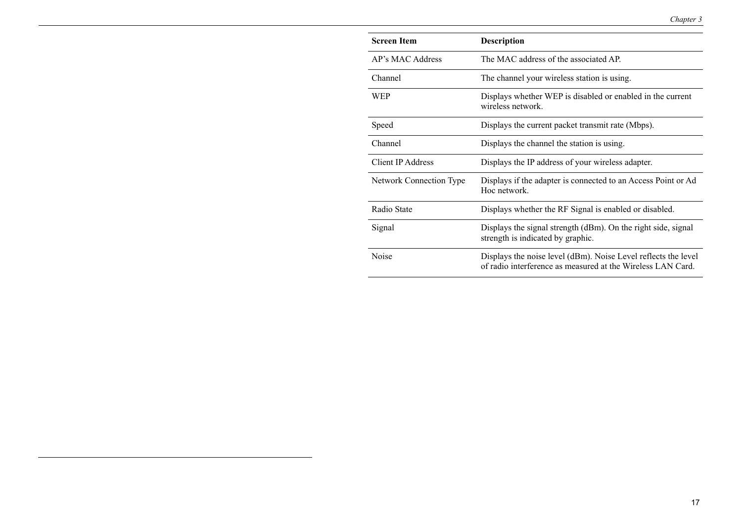| Screen Item | Description |
| --- | --- |
| AP’s MAC Address | The MAC address of the associated AP. |
| Channel | The channel your wireless station is using. |
| WEP | Displays whether WEP is disabled or enabled in the current wireless network. |
| Speed | Displays the current packet transmit rate (Mbps). |
| Channel | Displays the channel the station is using. |
| Client IP Address | Displays the IP address of your wireless adapter. |
| Network Connection Type | Displays if the adapter is connected to an Access Point or Ad Hoc network. |
| Radio State | Displays whether the RF Signal is enabled or disabled. |
| Signal | Displays the signal strength (dBm). On the right side, signal strength is indicated by graphic. |
| Noise | Displays the noise level (dBm). Noise Level reflects the level of radio interference as measured at the Wireless LAN Card. |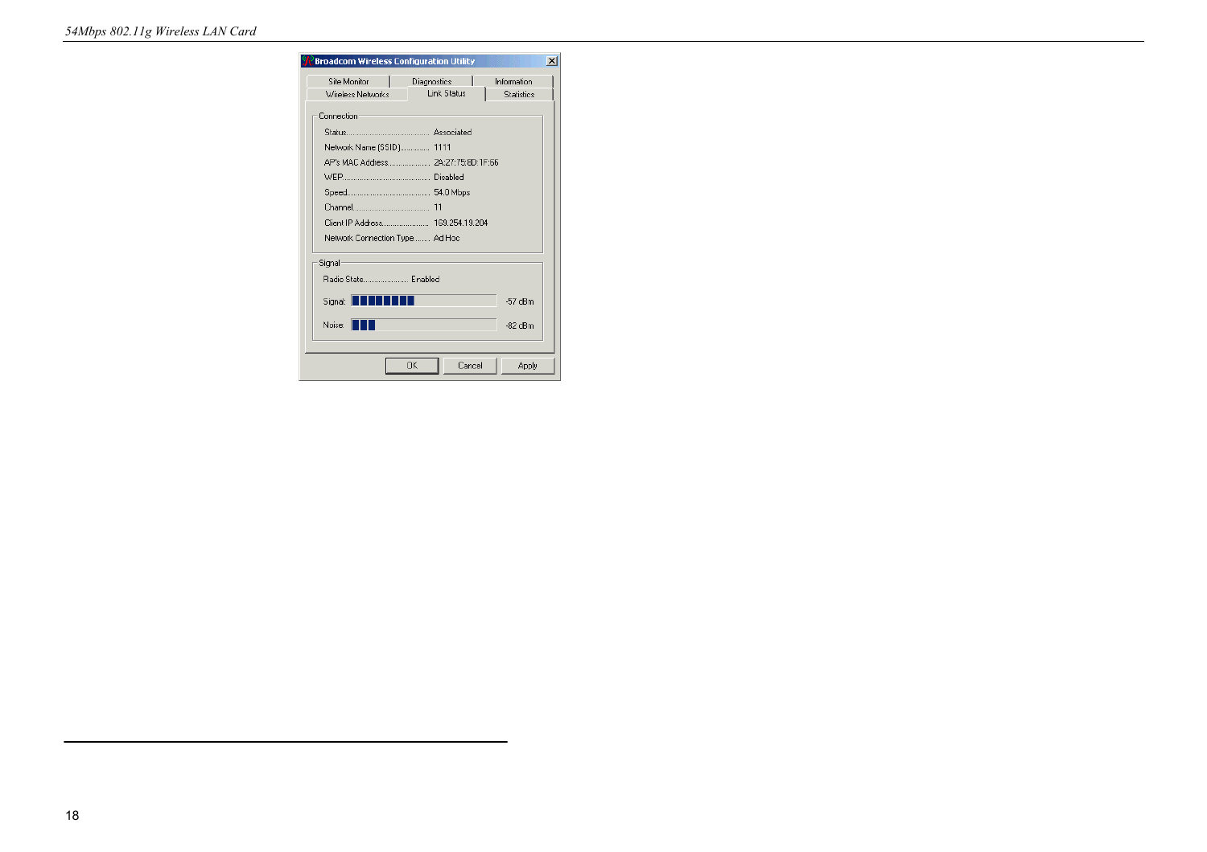**Broadcom Wireless Configuration Utility**

Site Monitor | Diagnostics | Information | Wireless Networks | Link Status | Statistics

**Connection**

| | |
|---|---|
| Status | Associated |
| Network Name (SSID) | 1111 |
| AP's MAC Address | 2A:27:75:8D:1F:56 |
| WEP | Disabled |
| Speed | 54.0 Mbps |
| Channel | 11 |
| Client IP Address | 169.254.19.204 |
| Network Connection Type | Ad Hoc |

**Signal**

| | |
|---|---|
| Radio State | Enabled |
| Signal | -57 dBm |
| Noise | -82 dBm |

OK | Cancel | Apply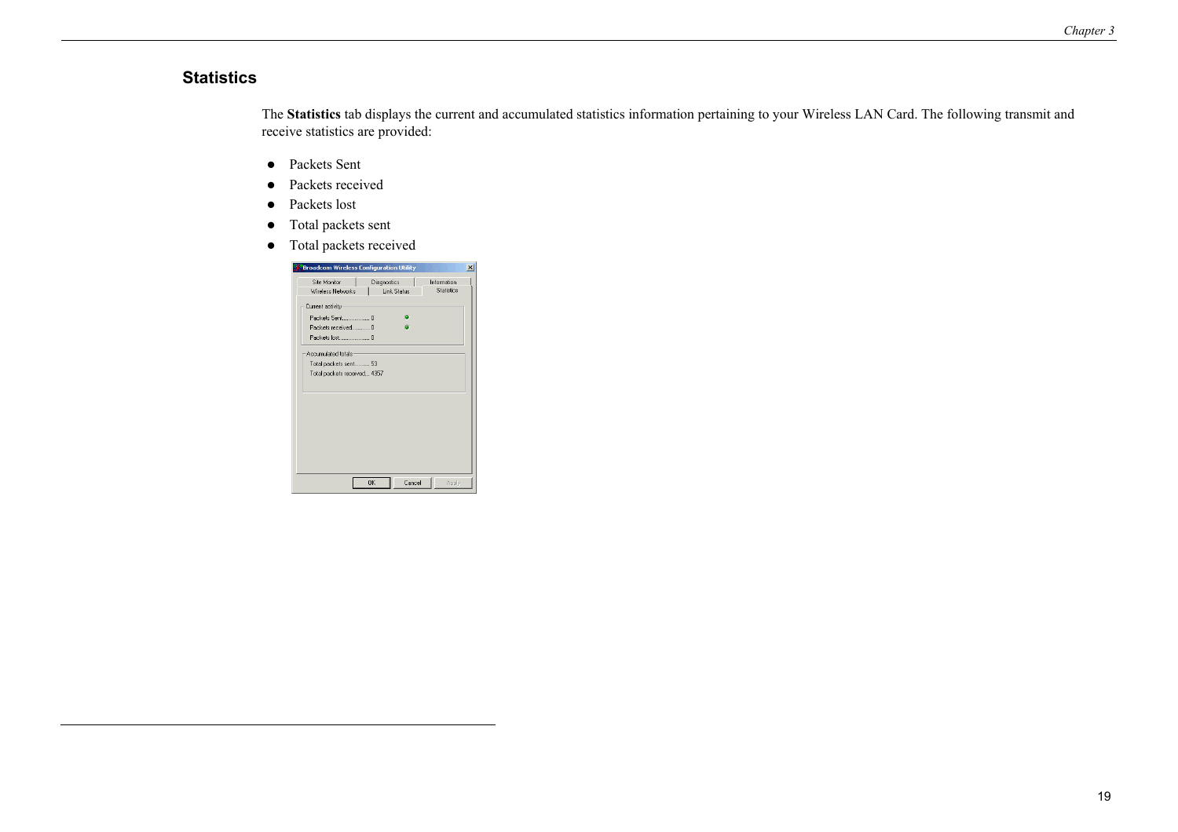## Statistics

The **Statistics** tab displays the current and accumulated statistics information pertaining to your Wireless LAN Card. The following transmit and receive statistics are provided:

- Packets Sent
- Packets received
- Packets lost
- Total packets sent
- Total packets received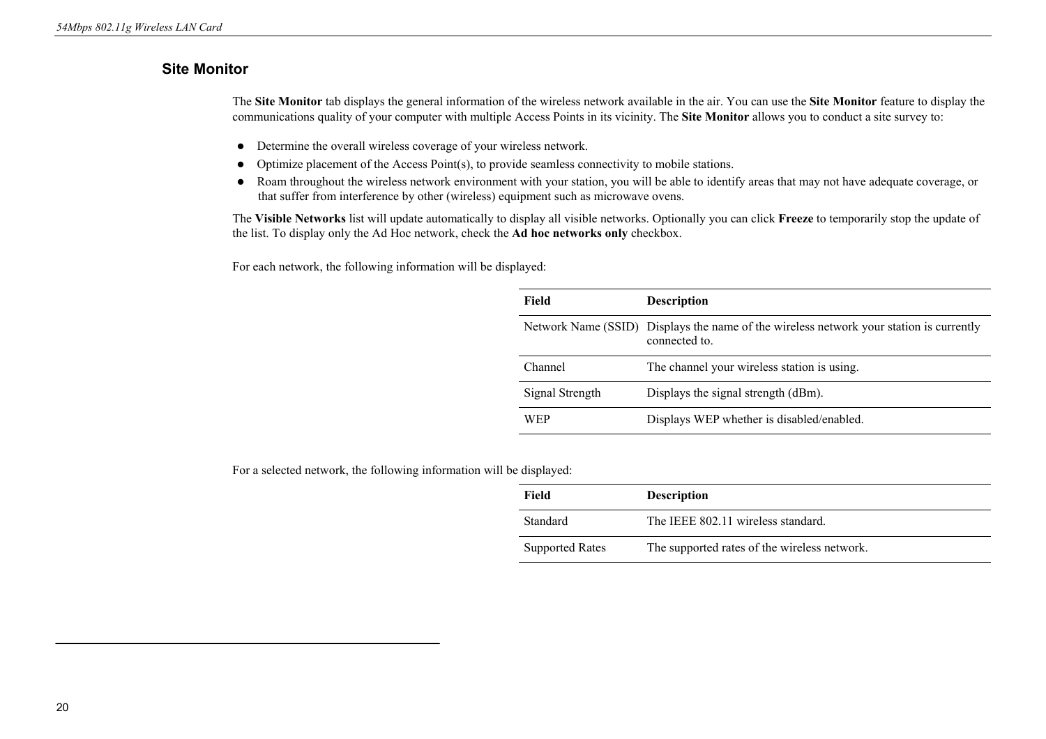## Site Monitor

The **Site Monitor** tab displays the general information of the wireless network available in the air. You can use the **Site Monitor** feature to display the communications quality of your computer with multiple Access Points in its vicinity. The **Site Monitor** allows you to conduct a site survey to:

- Determine the overall wireless coverage of your wireless network.
- Optimize placement of the Access Point(s), to provide seamless connectivity to mobile stations.
- Roam throughout the wireless network environment with your station, you will be able to identify areas that may not have adequate coverage, or that suffer from interference by other (wireless) equipment such as microwave ovens.

The **Visible Networks** list will update automatically to display all visible networks. Optionally you can click **Freeze** to temporarily stop the update of the list. To display only the Ad Hoc network, check the **Ad hoc networks only** checkbox.

For each network, the following information will be displayed:

| Field | Description |
| --- | --- |
| Network Name (SSID) | Displays the name of the wireless network your station is currently connected to. |
| Channel | The channel your wireless station is using. |
| Signal Strength | Displays the signal strength (dBm). |
| WEP | Displays WEP whether is disabled/enabled. |

For a selected network, the following information will be displayed:

| Field | Description |
| --- | --- |
| Standard | The IEEE 802.11 wireless standard. |
| Supported Rates | The supported rates of the wireless network. |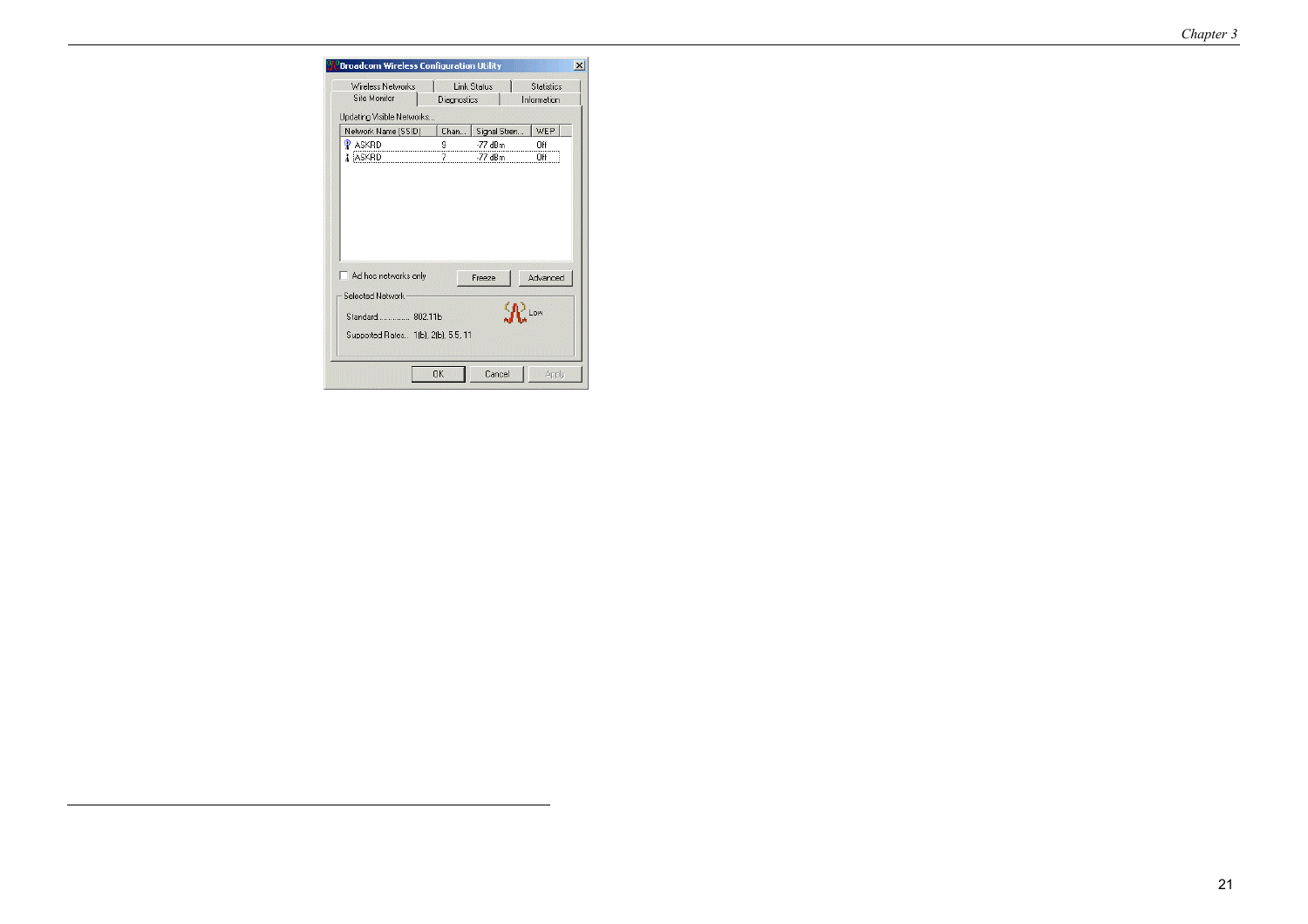Broadcom Wireless Configuration Utility

Wireless Networks | Link Status | Statistics | Site Monitor | Diagnostics | Information

Updating Visible Networks...

| Network Name (SSID) | Chan... | Signal Stren... | WEP |
|---|---|---|---|
| ASKRD | 9 | -77 dBm | Off |
| ASKRD | 7 | -77 dBm | Off |

Ad hoc networks only

Freeze

Advanced

Selected Network

Standard............ 802.11b

Low

Supported Rates... 1(b), 2(b), 5.5, 11

OK

Cancel

Apply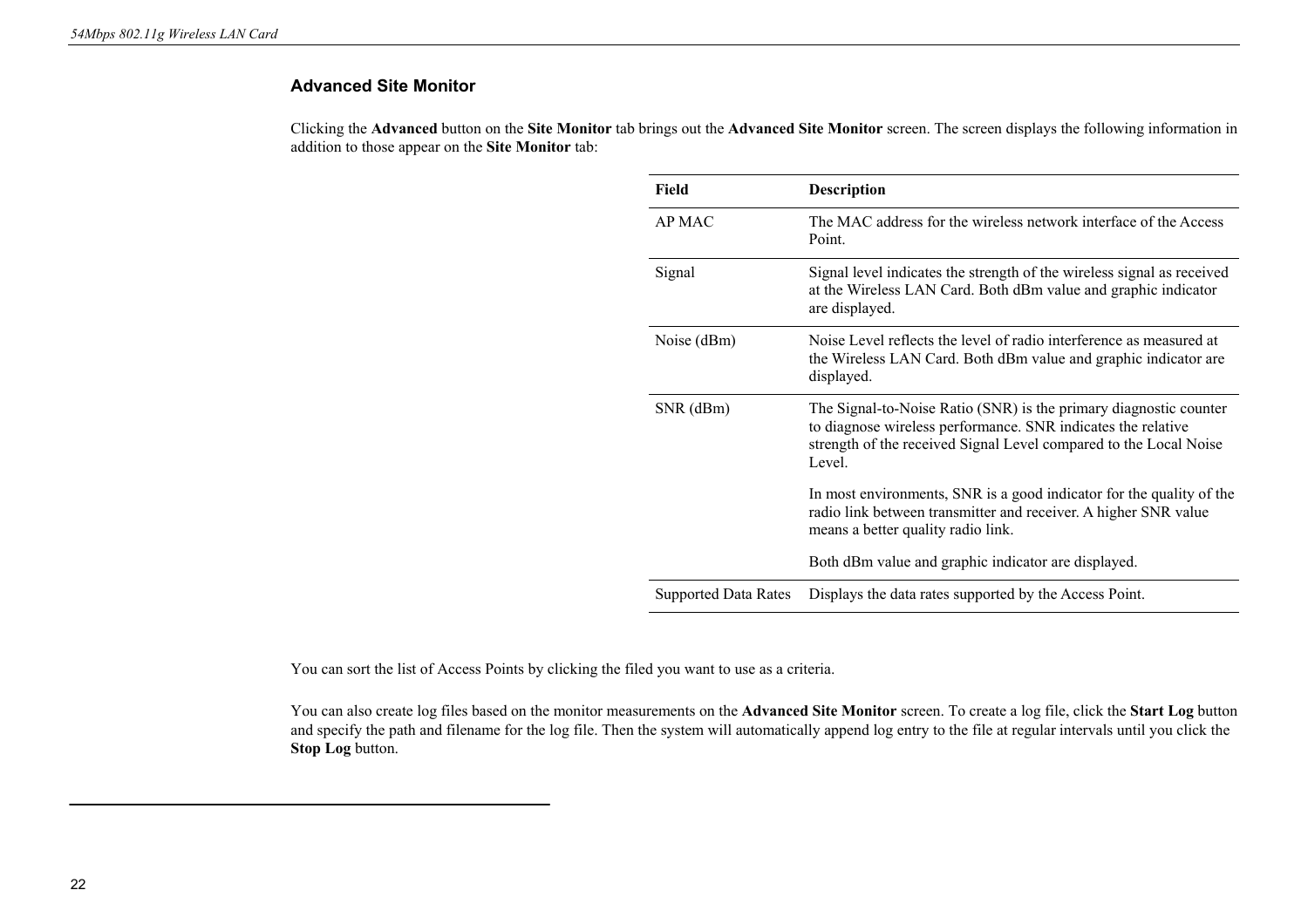### Advanced Site Monitor

Clicking the **Advanced** button on the **Site Monitor** tab brings out the **Advanced Site Monitor** screen. The screen displays the following information in addition to those appear on the **Site Monitor** tab:

| Field | Description |
|---|---|
| AP MAC | The MAC address for the wireless network interface of the Access Point. |
| Signal | Signal level indicates the strength of the wireless signal as received at the Wireless LAN Card. Both dBm value and graphic indicator are displayed. |
| Noise (dBm) | Noise Level reflects the level of radio interference as measured at the Wireless LAN Card. Both dBm value and graphic indicator are displayed. |
| SNR (dBm) | The Signal-to-Noise Ratio (SNR) is the primary diagnostic counter to diagnose wireless performance. SNR indicates the relative strength of the received Signal Level compared to the Local Noise Level.<br><br>In most environments, SNR is a good indicator for the quality of the radio link between transmitter and receiver. A higher SNR value means a better quality radio link.<br><br>Both dBm value and graphic indicator are displayed. |
| Supported Data Rates | Displays the data rates supported by the Access Point. |

You can sort the list of Access Points by clicking the filed you want to use as a criteria.

You can also create log files based on the monitor measurements on the **Advanced Site Monitor** screen. To create a log file, click the **Start Log** button and specify the path and filename for the log file. Then the system will automatically append log entry to the file at regular intervals until you click the **Stop Log** button.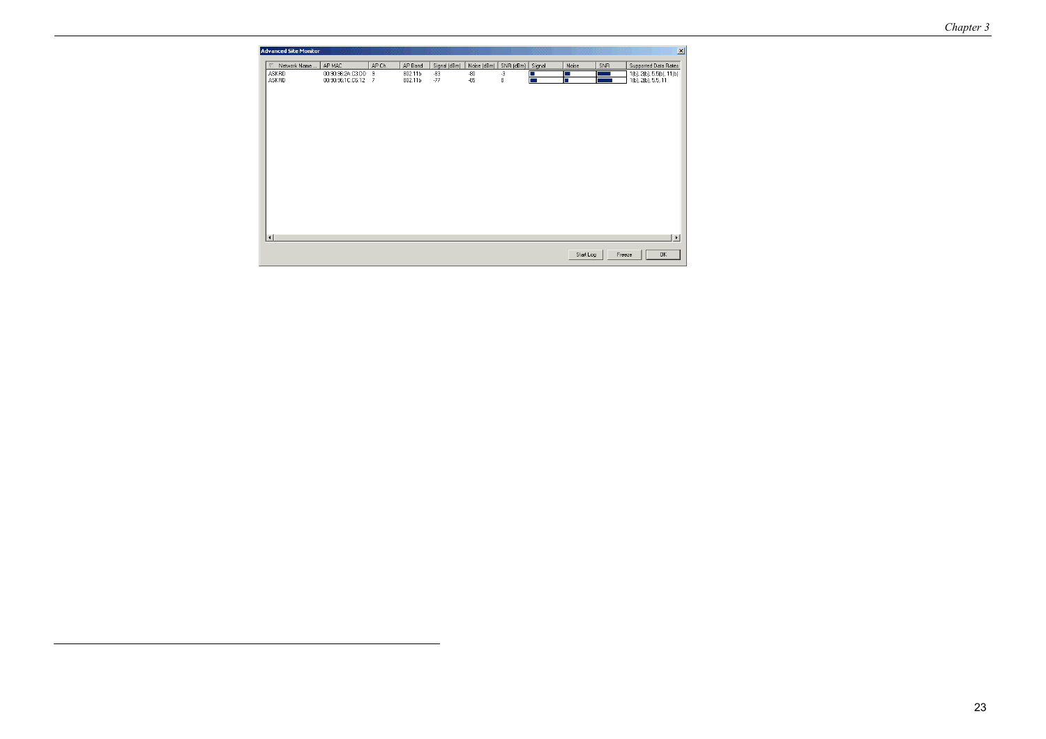**Advanced Site Monitor**

| Network Name... | AP MAC | AP Ch. | AP Band | Signal (dBm) | Noise (dBm) | SNR (dBm) | Signal | Noise | SNR | Supported Data Rates |
|---|---|---|---|---|---|---|---|---|---|---|
| ASKRD | 00:90:96:2A:C3:DD | 9 | 802.11b | -83 | -80 | -3 | | | | 1(b), 2(b), 5.5(b), 11(b) |
| ASKRD | 00:90:96:1C:D8:12 | 7 | 802.11b | -77 | -85 | 8 | | | | 1(b), 2(b), 5.5, 11 |

Start Log | Freeze | OK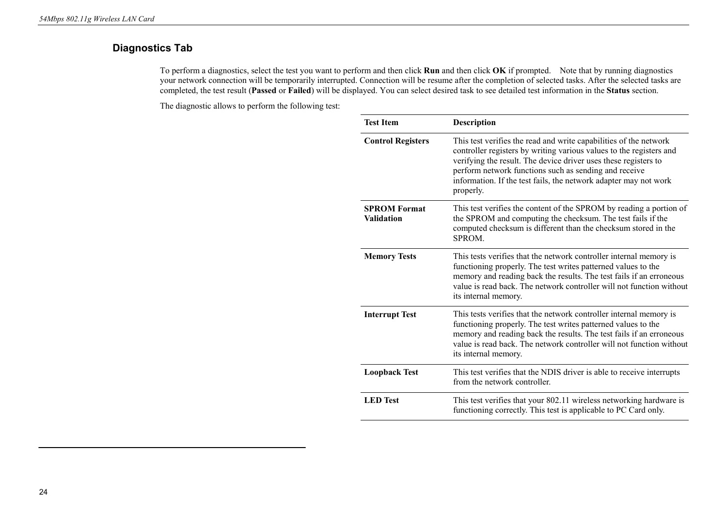## Diagnostics Tab

To perform a diagnostics, select the test you want to perform and then click **Run** and then click **OK** if prompted. Note that by running diagnostics your network connection will be temporarily interrupted. Connection will be resume after the completion of selected tasks. After the selected tasks are completed, the test result (**Passed** or **Failed**) will be displayed. You can select desired task to see detailed test information in the **Status** section.

The diagnostic allows to perform the following test:

| Test Item | Description |
| --- | --- |
| **Control Registers** | This test verifies the read and write capabilities of the network controller registers by writing various values to the registers and verifying the result. The device driver uses these registers to perform network functions such as sending and receive information. If the test fails, the network adapter may not work properly. |
| **SPROM Format Validation** | This test verifies the content of the SPROM by reading a portion of the SPROM and computing the checksum. The test fails if the computed checksum is different than the checksum stored in the SPROM. |
| **Memory Tests** | This tests verifies that the network controller internal memory is functioning properly. The test writes patterned values to the memory and reading back the results. The test fails if an erroneous value is read back. The network controller will not function without its internal memory. |
| **Interrupt Test** | This tests verifies that the network controller internal memory is functioning properly. The test writes patterned values to the memory and reading back the results. The test fails if an erroneous value is read back. The network controller will not function without its internal memory. |
| **Loopback Test** | This test verifies that the NDIS driver is able to receive interrupts from the network controller. |
| **LED Test** | This test verifies that your 802.11 wireless networking hardware is functioning correctly. This test is applicable to PC Card only. |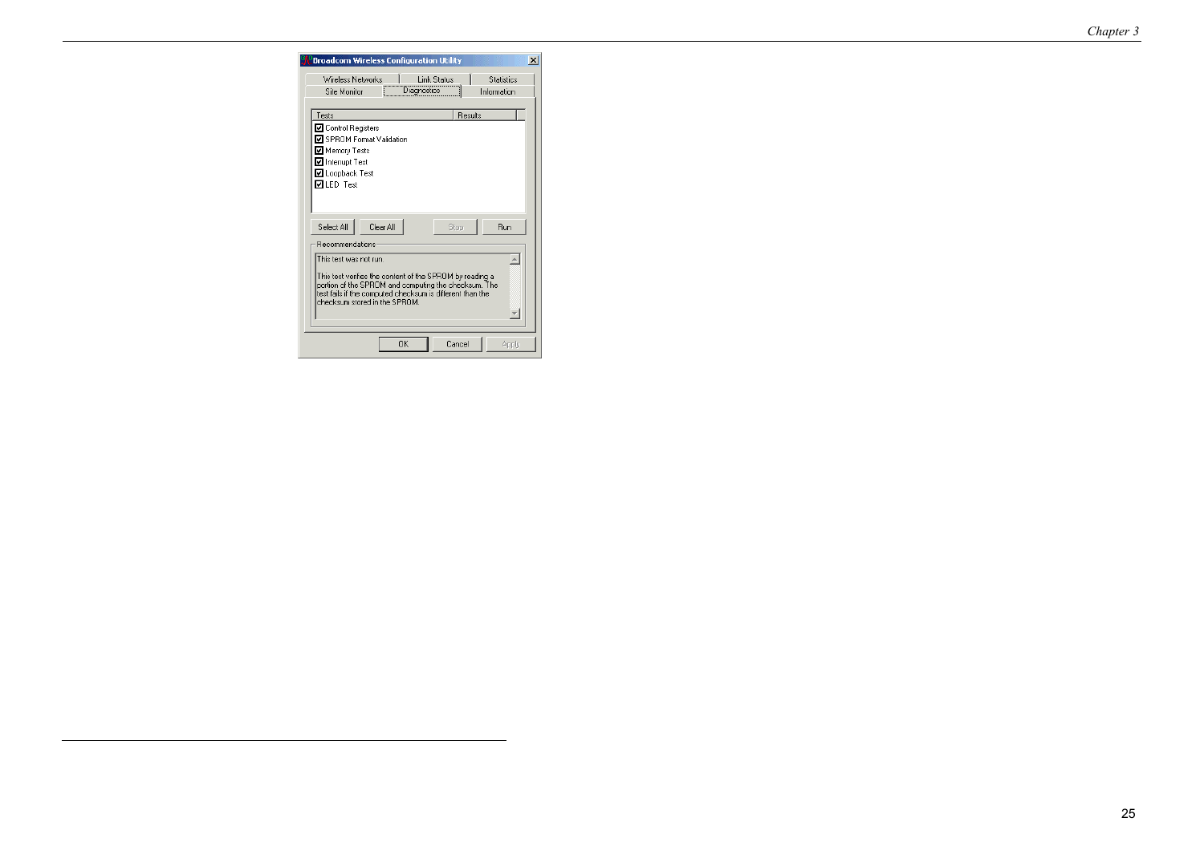**Broadcom Wireless Configuration Utility**

Wireless Networks | Link Status | Statistics
Site Monitor | Diagnostics | Information

| Tests | Results |
| --- | --- |
| ☑ Control Registers | |
| ☑ SPROM Format Validation | |
| ☑ Memory Tests | |
| ☑ Interrupt Test | |
| ☑ Loopback Test | |
| ☑ LED Test | |

Select All | Clear All | Stop | Run

Recommendations

This test was not run.

This test verifies the content of the SPROM by reading a portion of the SPROM and computing the checksum. The test fails if the computed checksum is different than the checksum stored in the SPROM.

OK | Cancel | Apply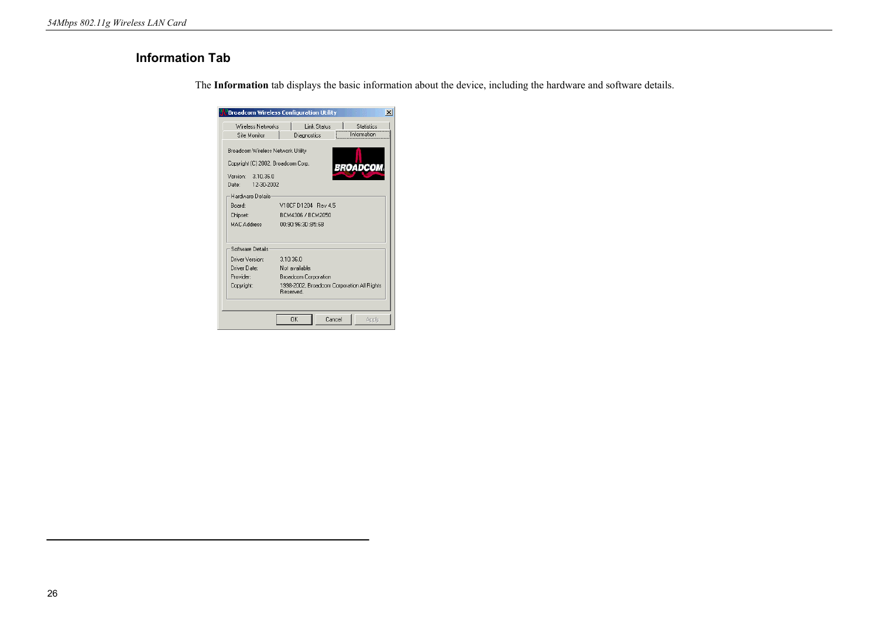## Information Tab

The **Information** tab displays the basic information about the device, including the hardware and software details.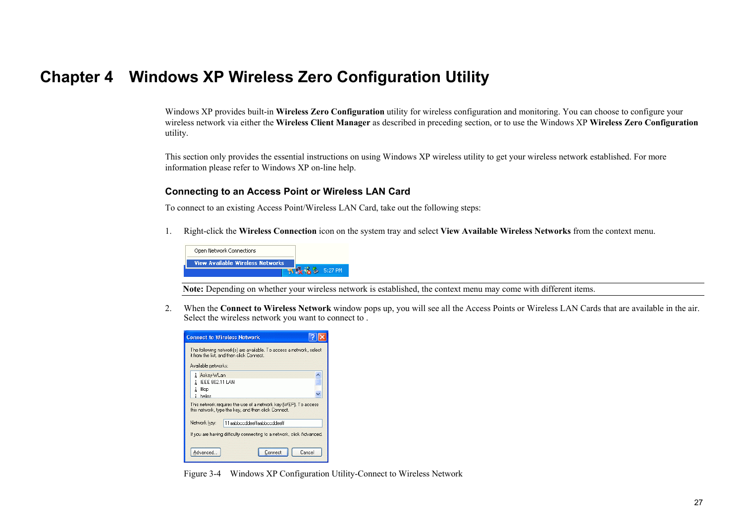# Chapter 4 Windows XP Wireless Zero Configuration Utility

Windows XP provides built-in **Wireless Zero Configuration** utility for wireless configuration and monitoring. You can choose to configure your wireless network via either the **Wireless Client Manager** as described in preceding section, or to use the Windows XP **Wireless Zero Configuration** utility.

This section only provides the essential instructions on using Windows XP wireless utility to get your wireless network established. For more information please refer to Windows XP on-line help.

### Connecting to an Access Point or Wireless LAN Card

To connect to an existing Access Point/Wireless LAN Card, take out the following steps:

1. Right-click the **Wireless Connection** icon on the system tray and select **View Available Wireless Networks** from the context menu.

**Note:** Depending on whether your wireless network is established, the context menu may come with different items.

2. When the **Connect to Wireless Network** window pops up, you will see all the Access Points or Wireless LAN Cards that are available in the air. Select the wireless network you want to connect to .

Figure 3-4 Windows XP Configuration Utility-Connect to Wireless Network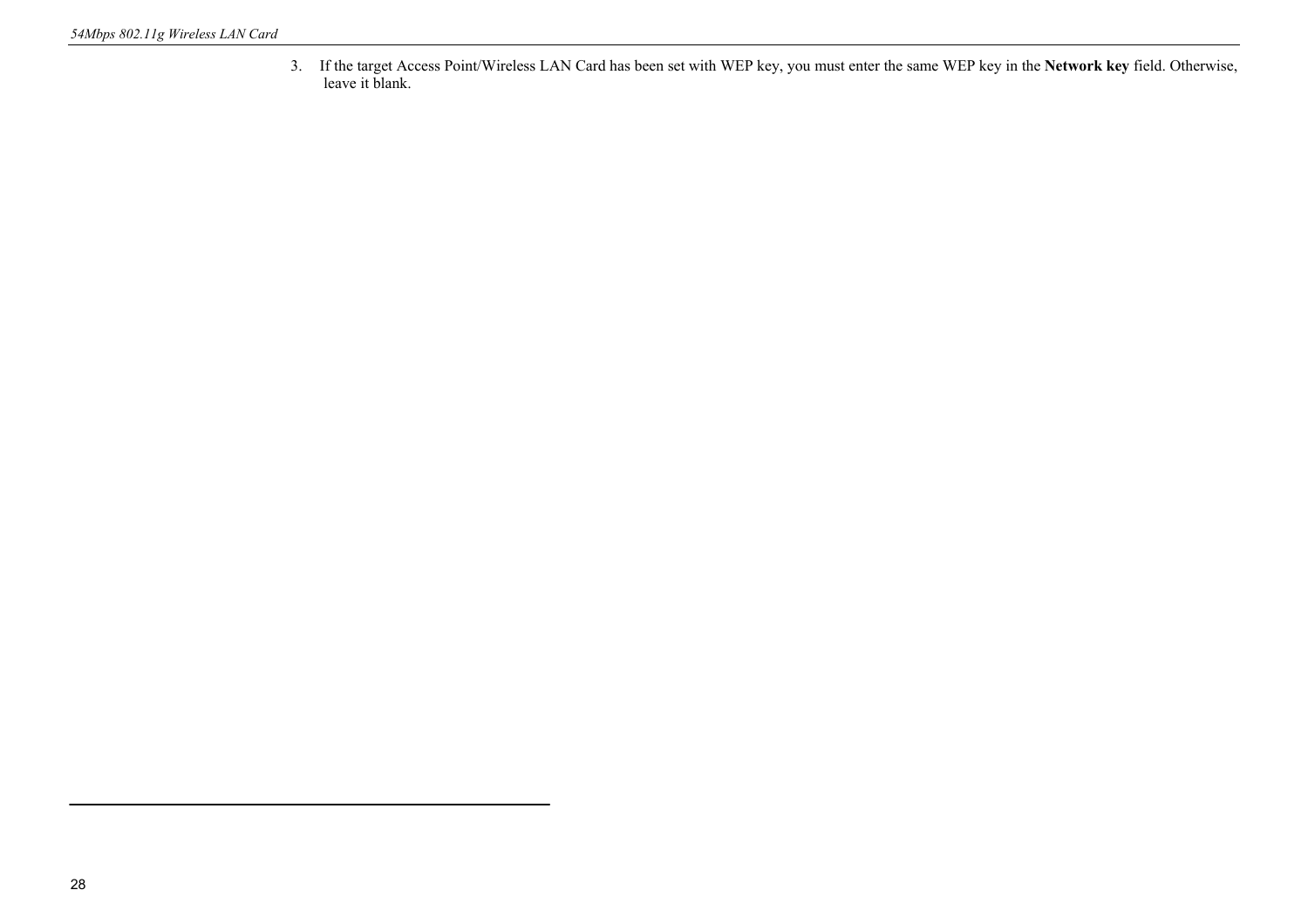3. If the target Access Point/Wireless LAN Card has been set with WEP key, you must enter the same WEP key in the **Network key** field. Otherwise, leave it blank.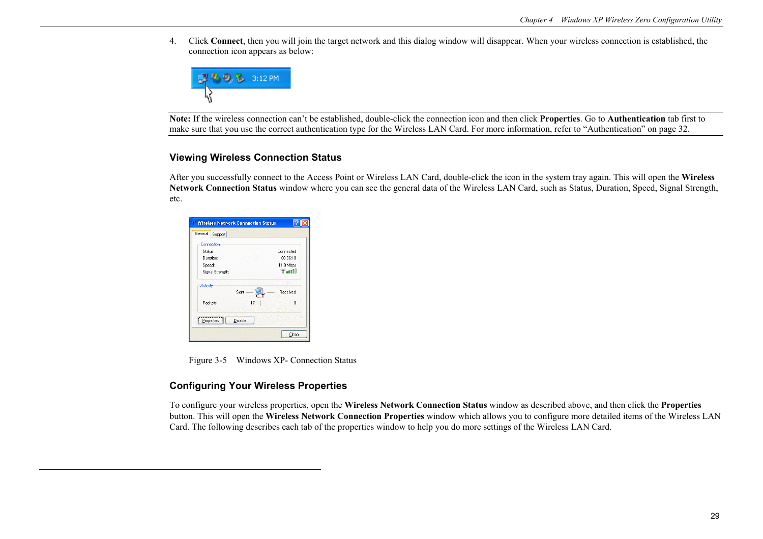4. Click **Connect**, then you will join the target network and this dialog window will disappear. When your wireless connection is established, the connection icon appears as below:

**Note:** If the wireless connection can't be established, double-click the connection icon and then click **Properties**. Go to **Authentication** tab first to make sure that you use the correct authentication type for the Wireless LAN Card. For more information, refer to "Authentication" on page 32.

### Viewing Wireless Connection Status

After you successfully connect to the Access Point or Wireless LAN Card, double-click the icon in the system tray again. This will open the **Wireless Network Connection Status** window where you can see the general data of the Wireless LAN Card, such as Status, Duration, Speed, Signal Strength, etc.

Figure 3-5 Windows XP- Connection Status

### Configuring Your Wireless Properties

To configure your wireless properties, open the **Wireless Network Connection Status** window as described above, and then click the **Properties** button. This will open the **Wireless Network Connection Properties** window which allows you to configure more detailed items of the Wireless LAN Card. The following describes each tab of the properties window to help you do more settings of the Wireless LAN Card.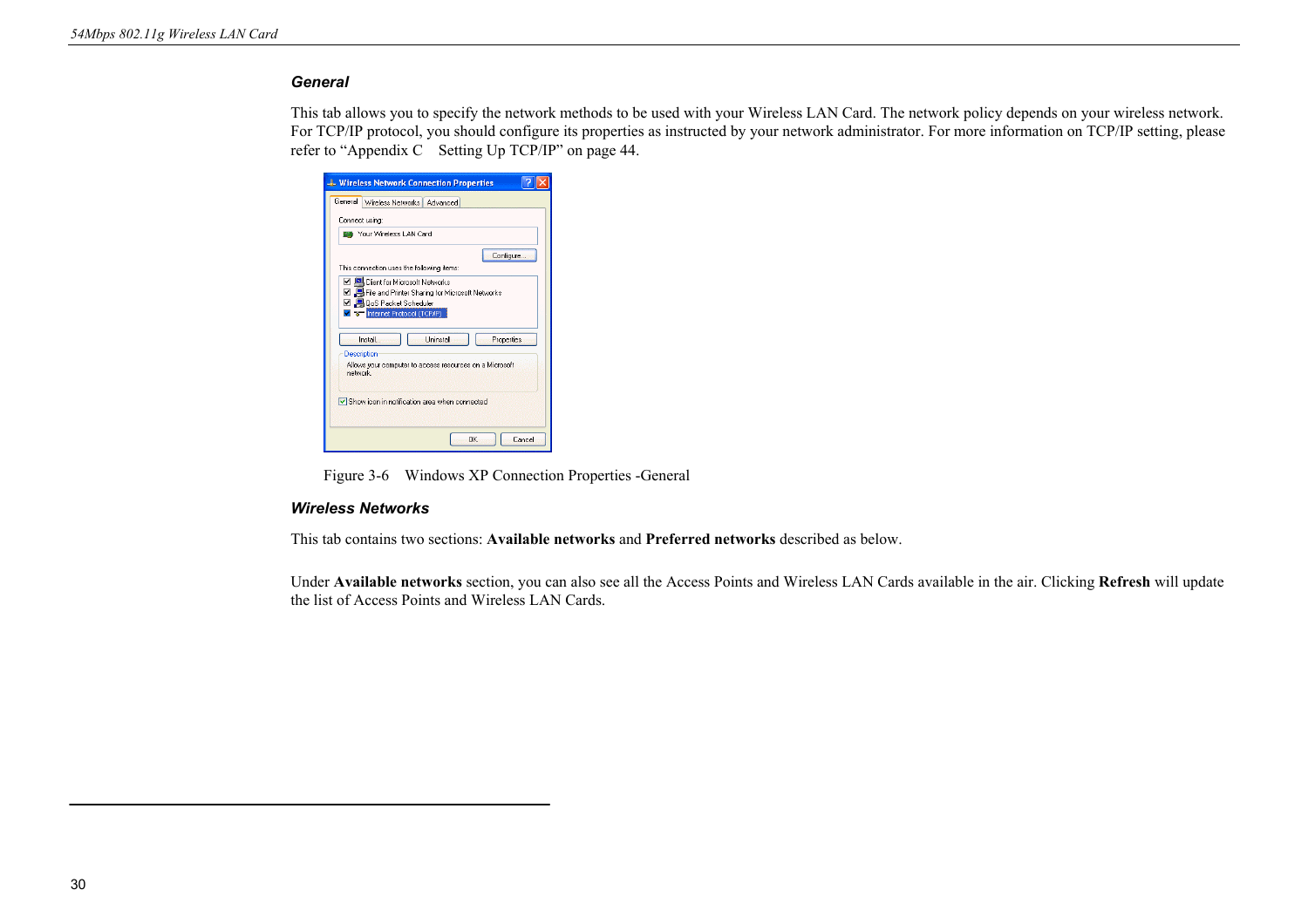### General

This tab allows you to specify the network methods to be used with your Wireless LAN Card. The network policy depends on your wireless network. For TCP/IP protocol, you should configure its properties as instructed by your network administrator. For more information on TCP/IP setting, please refer to “Appendix C  Setting Up TCP/IP” on page 44.

Figure 3-6  Windows XP Connection Properties -General

### Wireless Networks

This tab contains two sections: **Available networks** and **Preferred networks** described as below.

Under **Available networks** section, you can also see all the Access Points and Wireless LAN Cards available in the air. Clicking **Refresh** will update the list of Access Points and Wireless LAN Cards.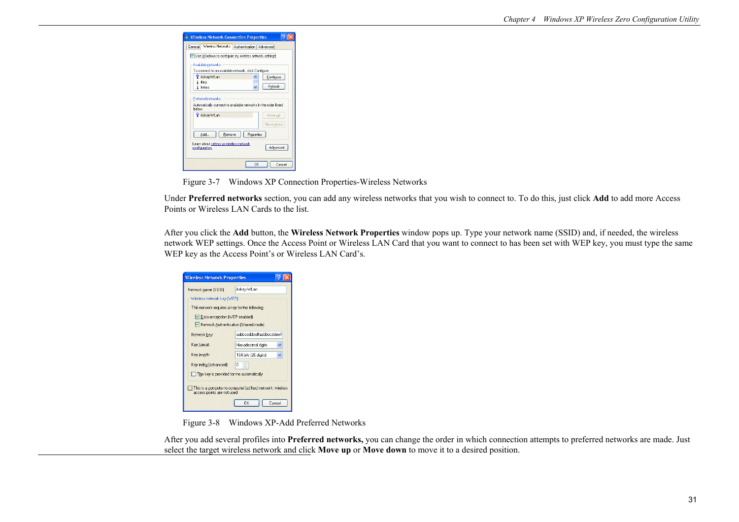Figure 3-7    Windows XP Connection Properties-Wireless Networks

Under **Preferred networks** section, you can add any wireless networks that you wish to connect to. To do this, just click **Add** to add more Access Points or Wireless LAN Cards to the list.

After you click the **Add** button, the **Wireless Network Properties** window pops up. Type your network name (SSID) and, if needed, the wireless network WEP settings. Once the Access Point or Wireless LAN Card that you want to connect to has been set with WEP key, you must type the same WEP key as the Access Point's or Wireless LAN Card's.

Figure 3-8    Windows XP-Add Preferred Networks

After you add several profiles into **Preferred networks,** you can change the order in which connection attempts to preferred networks are made. Just select the target wireless network and click **Move up** or **Move down** to move it to a desired position.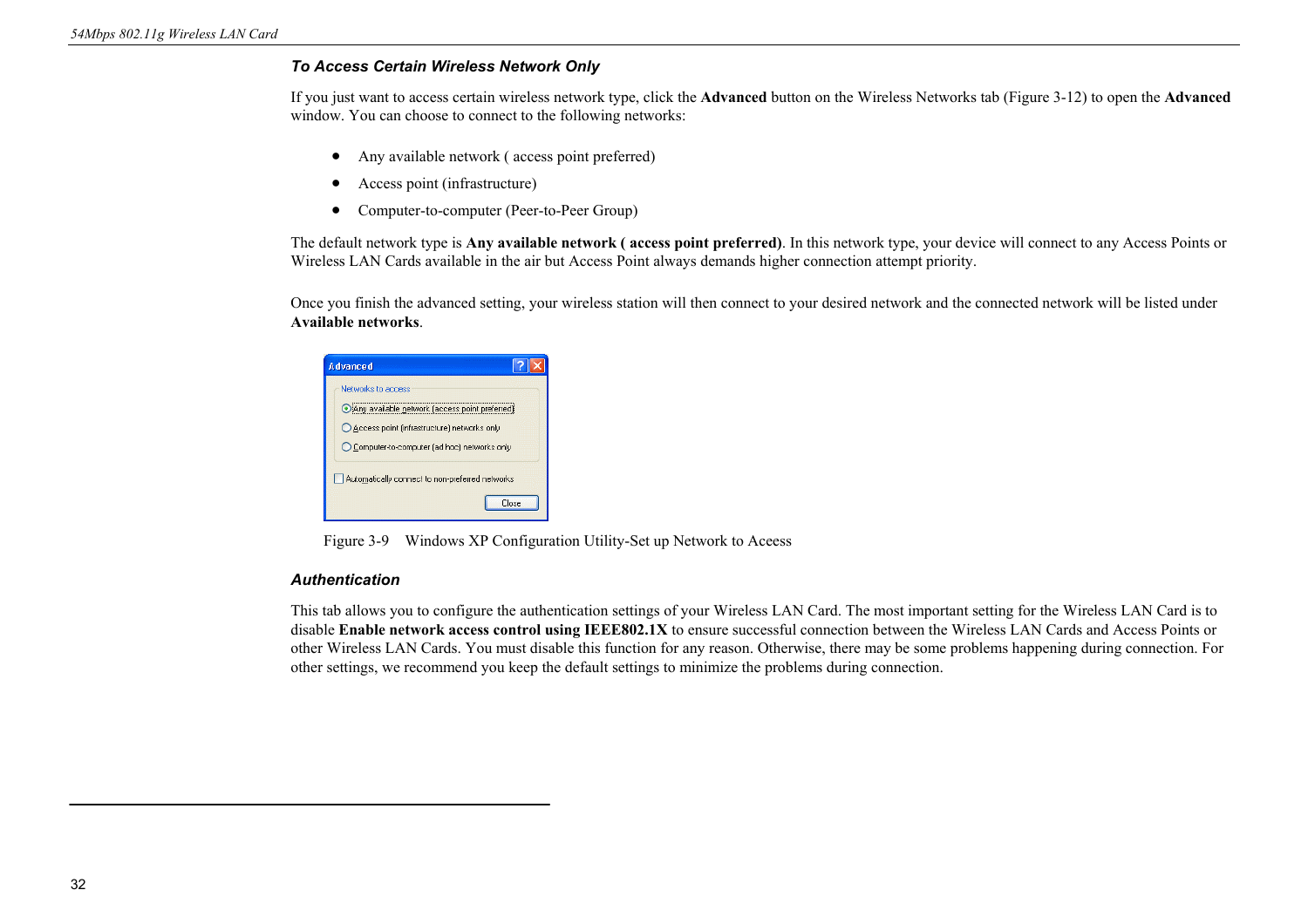### *To Access Certain Wireless Network Only*

If you just want to access certain wireless network type, click the **Advanced** button on the Wireless Networks tab (Figure 3-12) to open the **Advanced** window. You can choose to connect to the following networks:

- Any available network ( access point preferred)
- Access point (infrastructure)
- Computer-to-computer (Peer-to-Peer Group)

The default network type is **Any available network ( access point preferred)**. In this network type, your device will connect to any Access Points or Wireless LAN Cards available in the air but Access Point always demands higher connection attempt priority.

Once you finish the advanced setting, your wireless station will then connect to your desired network and the connected network will be listed under **Available networks**.

Figure 3-9 Windows XP Configuration Utility-Set up Network to Aceess

### *Authentication*

This tab allows you to configure the authentication settings of your Wireless LAN Card. The most important setting for the Wireless LAN Card is to disable **Enable network access control using IEEE802.1X** to ensure successful connection between the Wireless LAN Cards and Access Points or other Wireless LAN Cards. You must disable this function for any reason. Otherwise, there may be some problems happening during connection. For other settings, we recommend you keep the default settings to minimize the problems during connection.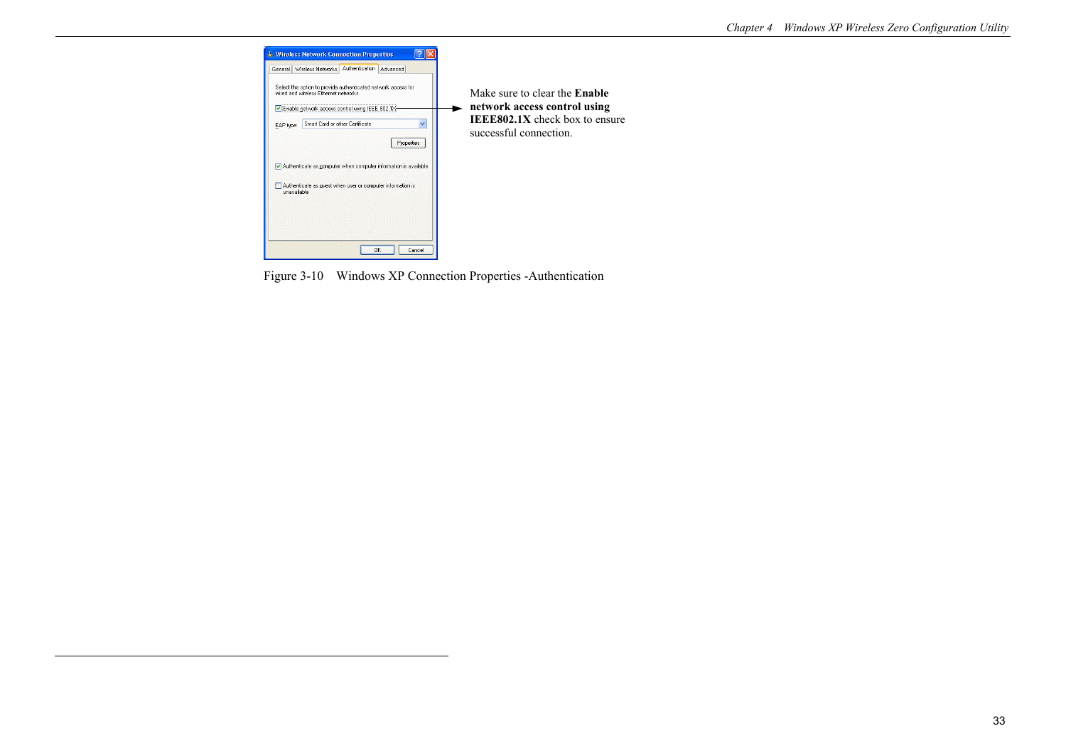Make sure to clear the **Enable network access control using IEEE802.1X** check box to ensure successful connection.

Figure 3-10    Windows XP Connection Properties -Authentication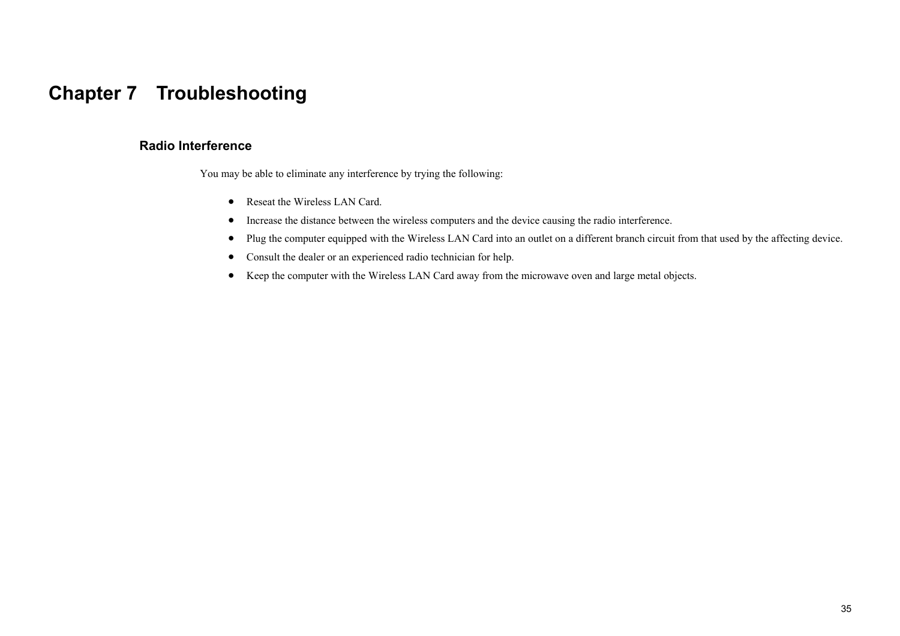# Chapter 7 Troubleshooting

## Radio Interference

You may be able to eliminate any interference by trying the following:

- Reseat the Wireless LAN Card.
- Increase the distance between the wireless computers and the device causing the radio interference.
- Plug the computer equipped with the Wireless LAN Card into an outlet on a different branch circuit from that used by the affecting device.
- Consult the dealer or an experienced radio technician for help.
- Keep the computer with the Wireless LAN Card away from the microwave oven and large metal objects.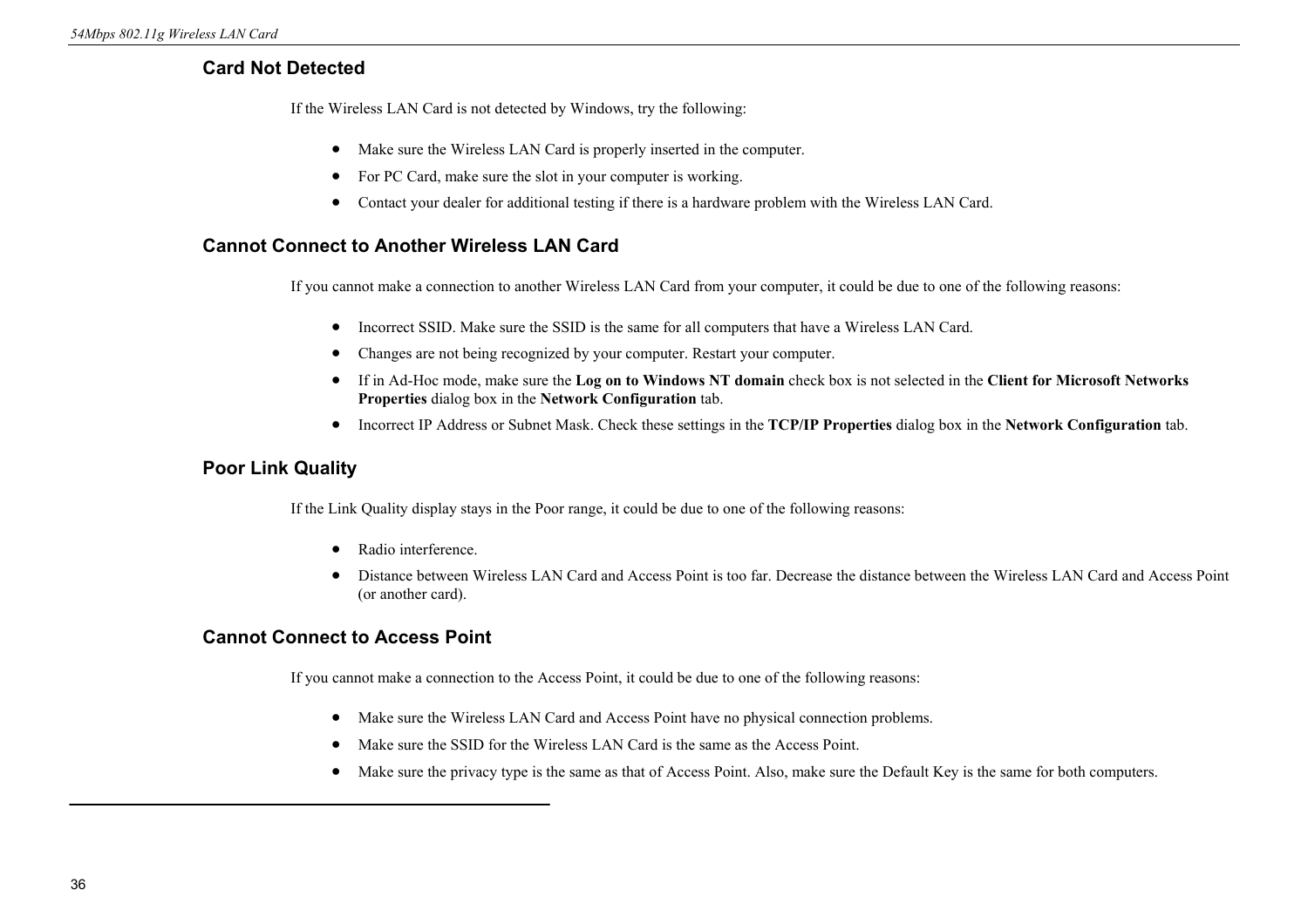## Card Not Detected

If the Wireless LAN Card is not detected by Windows, try the following:

- Make sure the Wireless LAN Card is properly inserted in the computer.
- For PC Card, make sure the slot in your computer is working.
- Contact your dealer for additional testing if there is a hardware problem with the Wireless LAN Card.

## Cannot Connect to Another Wireless LAN Card

If you cannot make a connection to another Wireless LAN Card from your computer, it could be due to one of the following reasons:

- Incorrect SSID. Make sure the SSID is the same for all computers that have a Wireless LAN Card.
- Changes are not being recognized by your computer. Restart your computer.
- If in Ad-Hoc mode, make sure the **Log on to Windows NT domain** check box is not selected in the **Client for Microsoft Networks Properties** dialog box in the **Network Configuration** tab.
- Incorrect IP Address or Subnet Mask. Check these settings in the **TCP/IP Properties** dialog box in the **Network Configuration** tab.

## Poor Link Quality

If the Link Quality display stays in the Poor range, it could be due to one of the following reasons:

- Radio interference.
- Distance between Wireless LAN Card and Access Point is too far. Decrease the distance between the Wireless LAN Card and Access Point (or another card).

## Cannot Connect to Access Point

If you cannot make a connection to the Access Point, it could be due to one of the following reasons:

- Make sure the Wireless LAN Card and Access Point have no physical connection problems.
- Make sure the SSID for the Wireless LAN Card is the same as the Access Point.
- Make sure the privacy type is the same as that of Access Point. Also, make sure the Default Key is the same for both computers.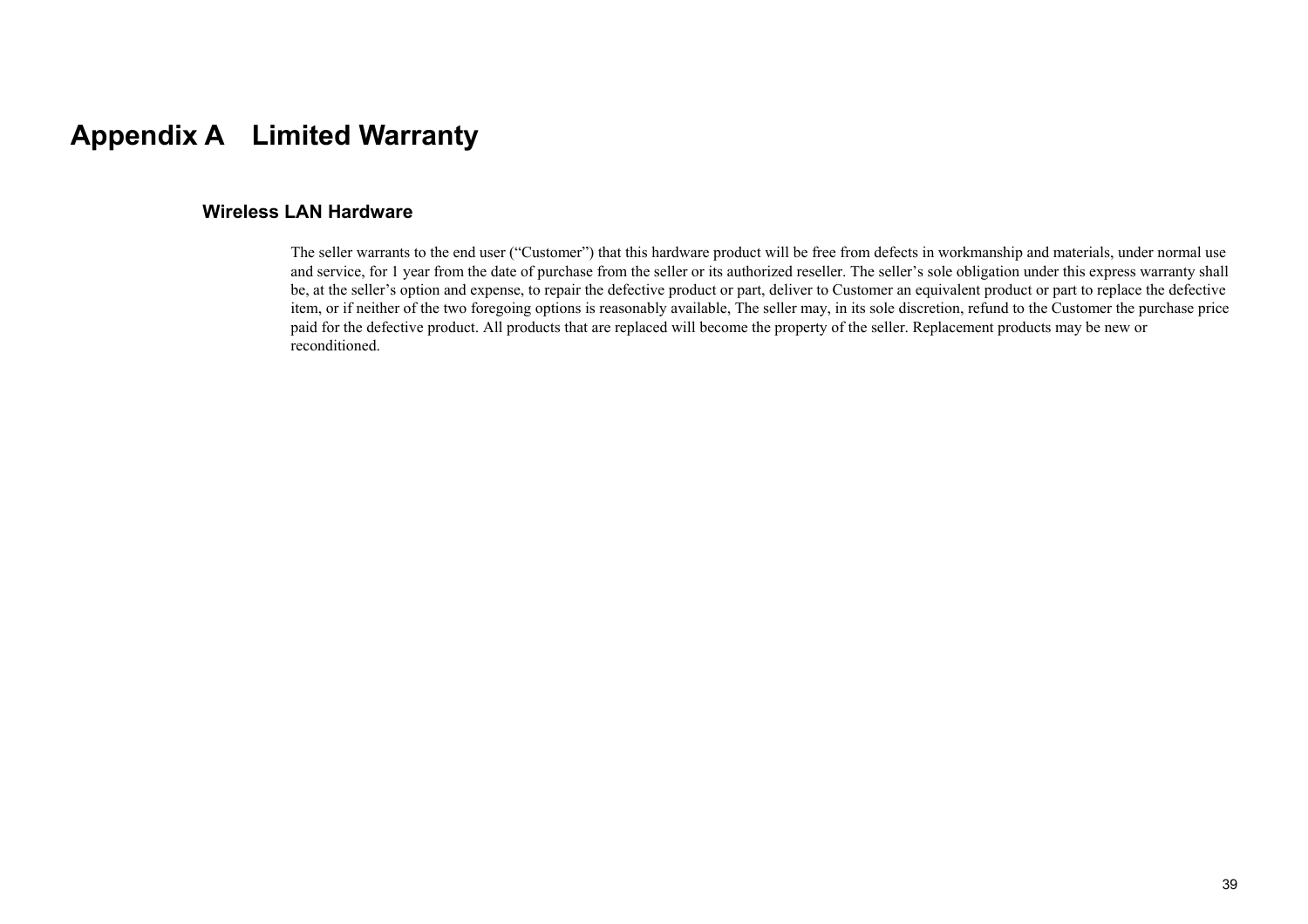# Appendix A Limited Warranty

## Wireless LAN Hardware

The seller warrants to the end user ("Customer") that this hardware product will be free from defects in workmanship and materials, under normal use and service, for 1 year from the date of purchase from the seller or its authorized reseller. The seller's sole obligation under this express warranty shall be, at the seller's option and expense, to repair the defective product or part, deliver to Customer an equivalent product or part to replace the defective item, or if neither of the two foregoing options is reasonably available, The seller may, in its sole discretion, refund to the Customer the purchase price paid for the defective product. All products that are replaced will become the property of the seller. Replacement products may be new or reconditioned.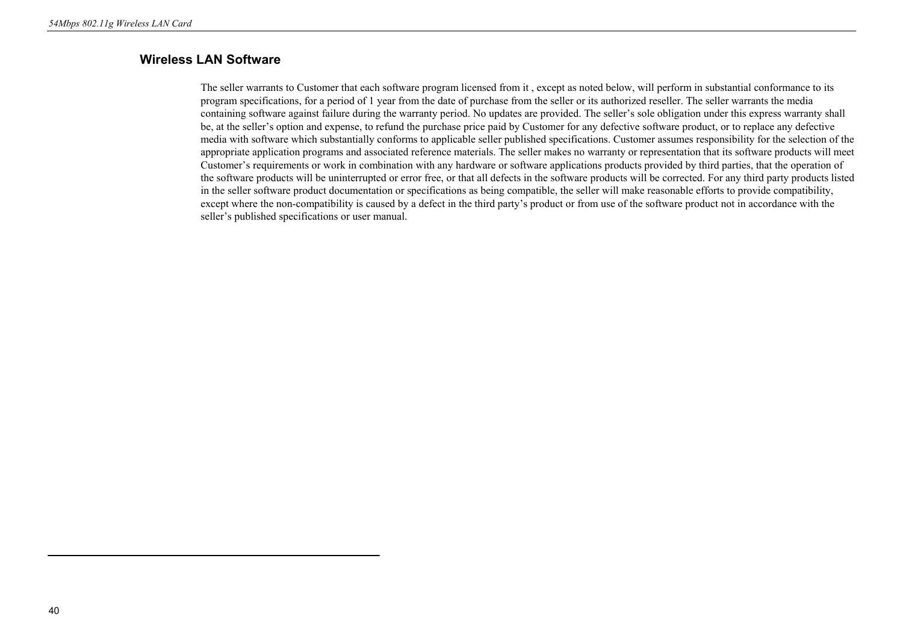## Wireless LAN Software

The seller warrants to Customer that each software program licensed from it , except as noted below, will perform in substantial conformance to its program specifications, for a period of 1 year from the date of purchase from the seller or its authorized reseller. The seller warrants the media containing software against failure during the warranty period. No updates are provided. The seller's sole obligation under this express warranty shall be, at the seller's option and expense, to refund the purchase price paid by Customer for any defective software product, or to replace any defective media with software which substantially conforms to applicable seller published specifications. Customer assumes responsibility for the selection of the appropriate application programs and associated reference materials. The seller makes no warranty or representation that its software products will meet Customer's requirements or work in combination with any hardware or software applications products provided by third parties, that the operation of the software products will be uninterrupted or error free, or that all defects in the software products will be corrected. For any third party products listed in the seller software product documentation or specifications as being compatible, the seller will make reasonable efforts to provide compatibility, except where the non-compatibility is caused by a defect in the third party's product or from use of the software product not in accordance with the seller's published specifications or user manual.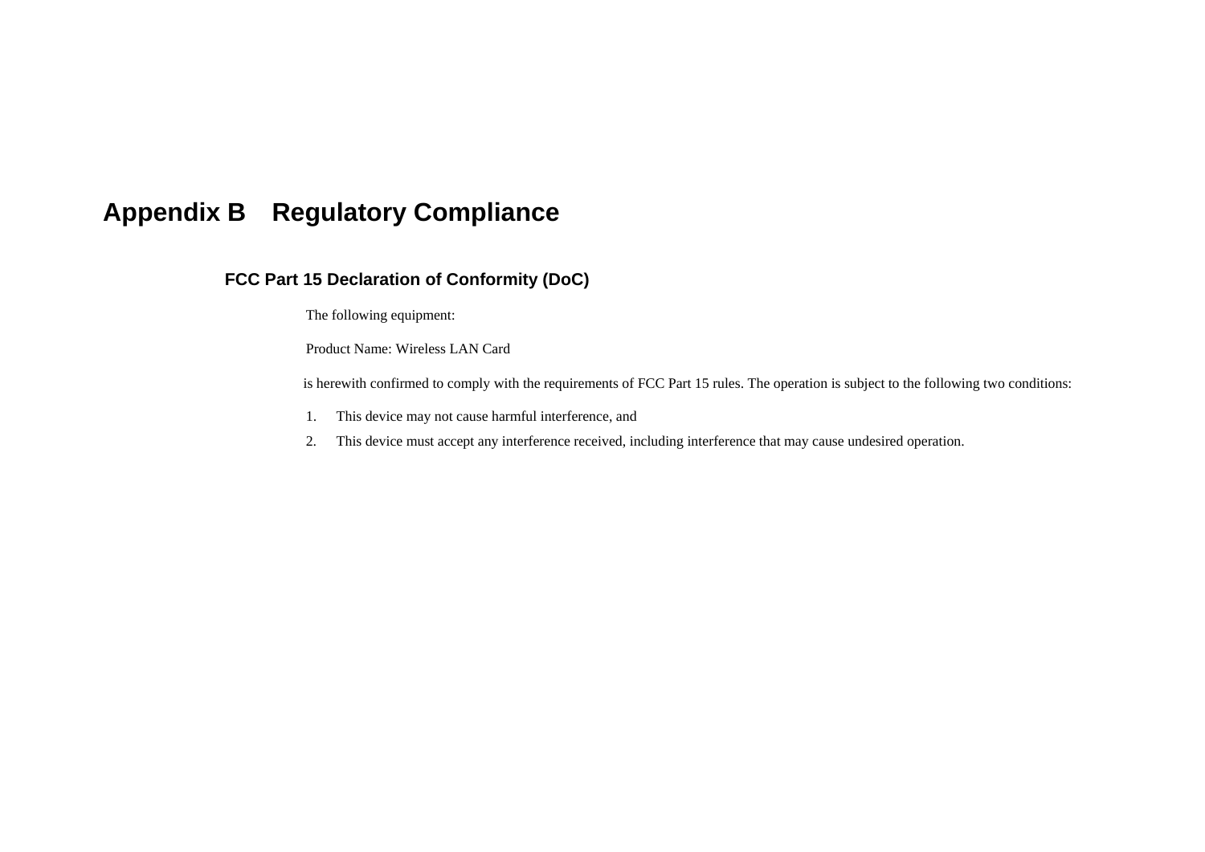# Appendix B Regulatory Compliance

## FCC Part 15 Declaration of Conformity (DoC)

The following equipment:

Product Name: Wireless LAN Card

is herewith confirmed to comply with the requirements of FCC Part 15 rules. The operation is subject to the following two conditions:

1. This device may not cause harmful interference, and
2. This device must accept any interference received, including interference that may cause undesired operation.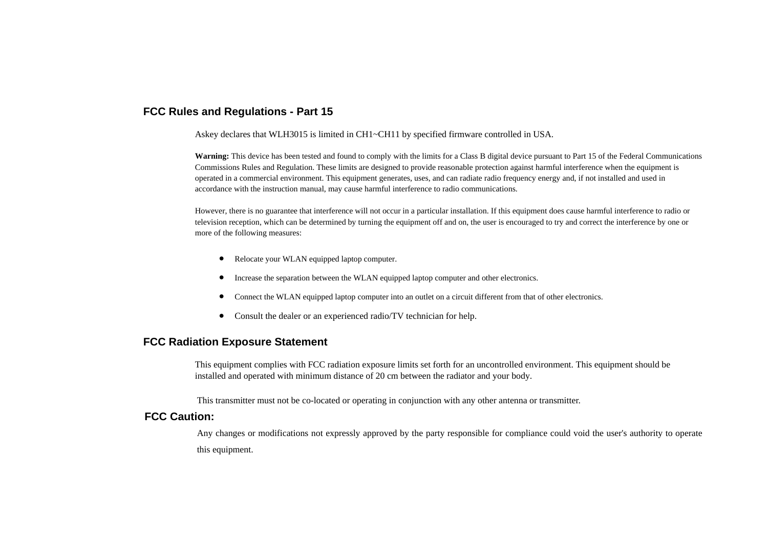## FCC Rules and Regulations - Part 15

Askey declares that WLH3015 is limited in CH1~CH11 by specified firmware controlled in USA.

**Warning:** This device has been tested and found to comply with the limits for a Class B digital device pursuant to Part 15 of the Federal Communications Commissions Rules and Regulation. These limits are designed to provide reasonable protection against harmful interference when the equipment is operated in a commercial environment. This equipment generates, uses, and can radiate radio frequency energy and, if not installed and used in accordance with the instruction manual, may cause harmful interference to radio communications.

However, there is no guarantee that interference will not occur in a particular installation. If this equipment does cause harmful interference to radio or television reception, which can be determined by turning the equipment off and on, the user is encouraged to try and correct the interference by one or more of the following measures:

- Relocate your WLAN equipped laptop computer.
- Increase the separation between the WLAN equipped laptop computer and other electronics.
- Connect the WLAN equipped laptop computer into an outlet on a circuit different from that of other electronics.
- Consult the dealer or an experienced radio/TV technician for help.

## FCC Radiation Exposure Statement

This equipment complies with FCC radiation exposure limits set forth for an uncontrolled environment. This equipment should be installed and operated with minimum distance of 20 cm between the radiator and your body.

This transmitter must not be co-located or operating in conjunction with any other antenna or transmitter.

## FCC Caution:

Any changes or modifications not expressly approved by the party responsible for compliance could void the user's authority to operate this equipment.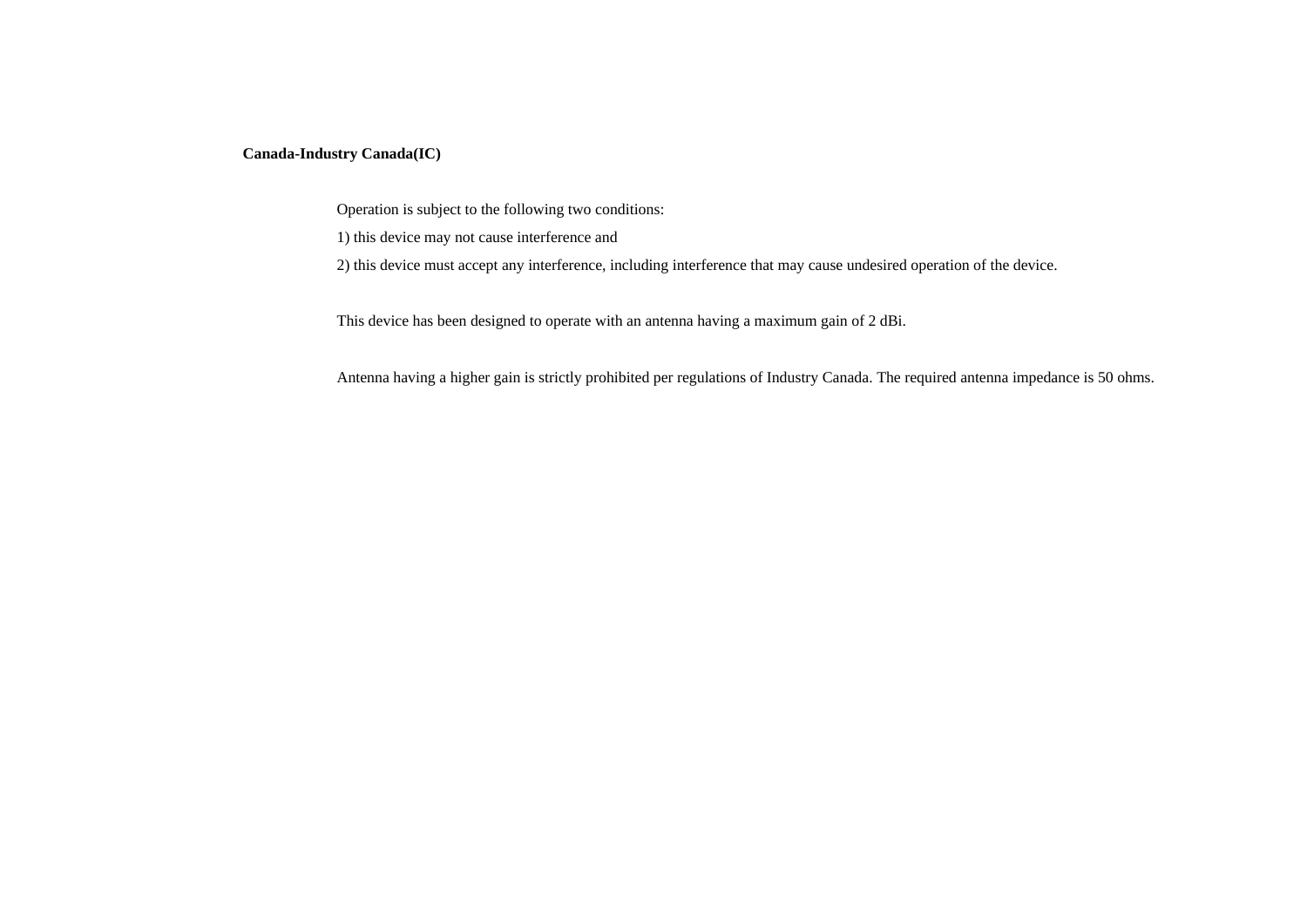**Canada-Industry Canada(IC)**

Operation is subject to the following two conditions:

1) this device may not cause interference and

2) this device must accept any interference, including interference that may cause undesired operation of the device.

This device has been designed to operate with an antenna having a maximum gain of 2 dBi.

Antenna having a higher gain is strictly prohibited per regulations of Industry Canada. The required antenna impedance is 50 ohms.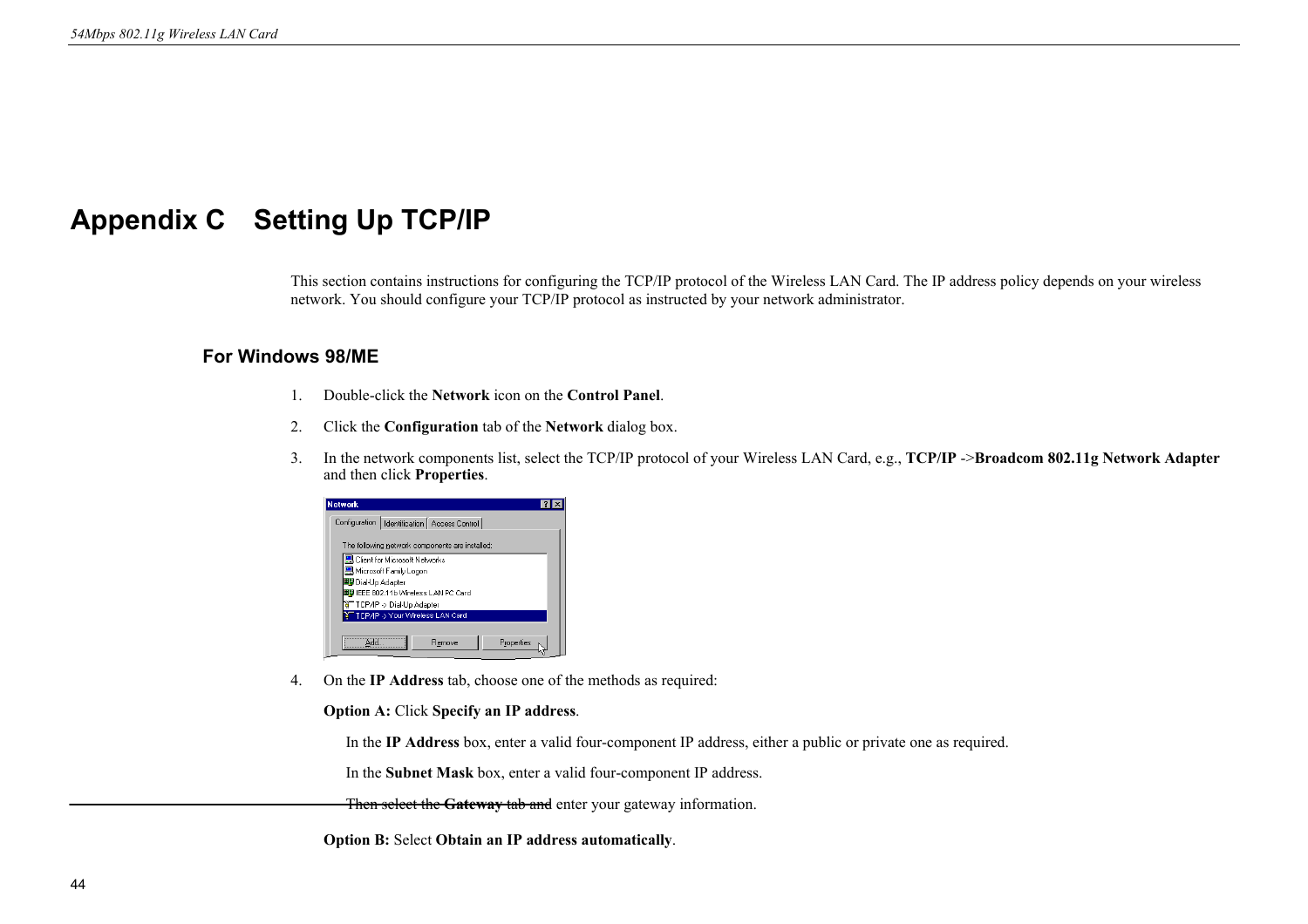# Appendix C Setting Up TCP/IP

This section contains instructions for configuring the TCP/IP protocol of the Wireless LAN Card. The IP address policy depends on your wireless network. You should configure your TCP/IP protocol as instructed by your network administrator.

## For Windows 98/ME

1. Double-click the **Network** icon on the **Control Panel**.
2. Click the **Configuration** tab of the **Network** dialog box.
3. In the network components list, select the TCP/IP protocol of your Wireless LAN Card, e.g., **TCP/IP** ->**Broadcom 802.11g Network Adapter** and then click **Properties**.
4. On the **IP Address** tab, choose one of the methods as required:

   **Option A:** Click **Specify an IP address**.

   In the **IP Address** box, enter a valid four-component IP address, either a public or private one as required.

   In the **Subnet Mask** box, enter a valid four-component IP address.

   Then select the **Gateway** tab and enter your gateway information.

   **Option B:** Select **Obtain an IP address automatically**.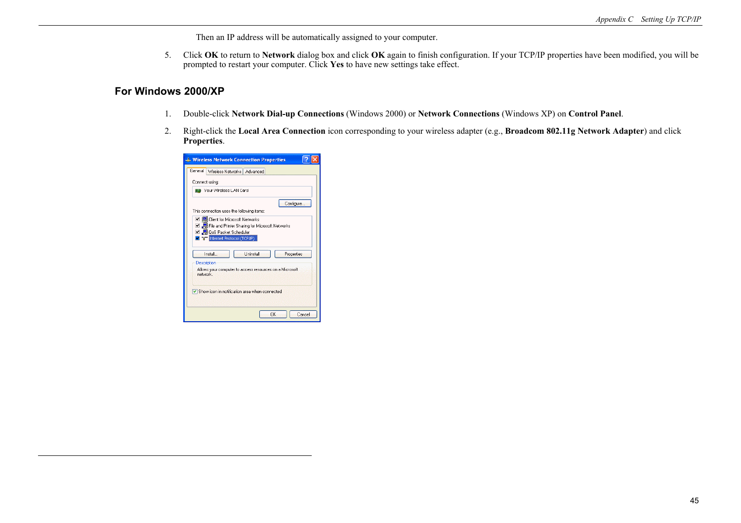Then an IP address will be automatically assigned to your computer.

5. Click **OK** to return to **Network** dialog box and click **OK** again to finish configuration. If your TCP/IP properties have been modified, you will be prompted to restart your computer. Click **Yes** to have new settings take effect.

## For Windows 2000/XP

1. Double-click **Network Dial-up Connections** (Windows 2000) or **Network Connections** (Windows XP) on **Control Panel**.

2. Right-click the **Local Area Connection** icon corresponding to your wireless adapter (e.g., **Broadcom 802.11g Network Adapter**) and click **Properties**.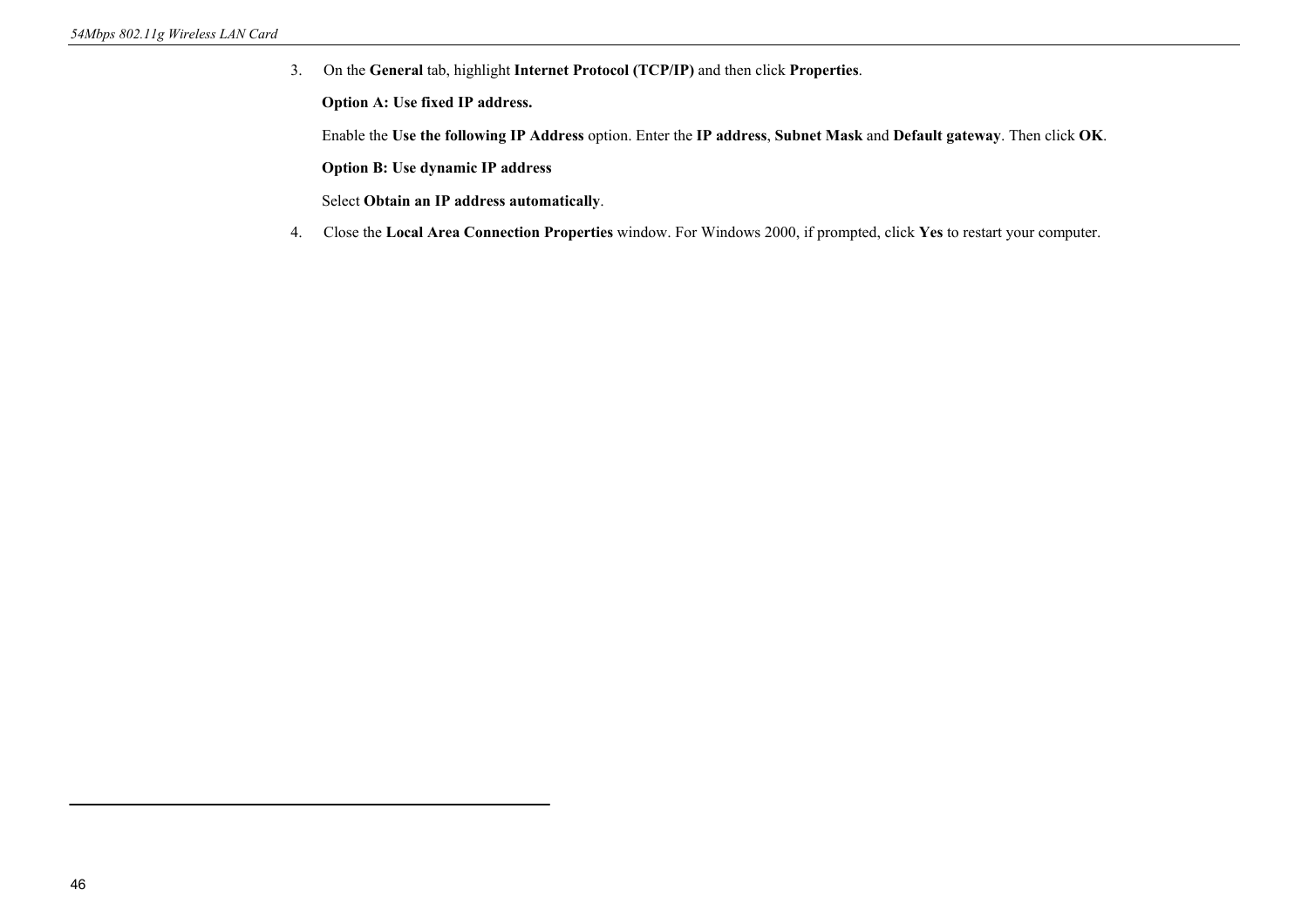3. On the **General** tab, highlight **Internet Protocol (TCP/IP)** and then click **Properties**.

   **Option A: Use fixed IP address.**

   Enable the **Use the following IP Address** option. Enter the **IP address**, **Subnet Mask** and **Default gateway**. Then click **OK**.

   **Option B: Use dynamic IP address**

   Select **Obtain an IP address automatically**.

4. Close the **Local Area Connection Properties** window. For Windows 2000, if prompted, click **Yes** to restart your computer.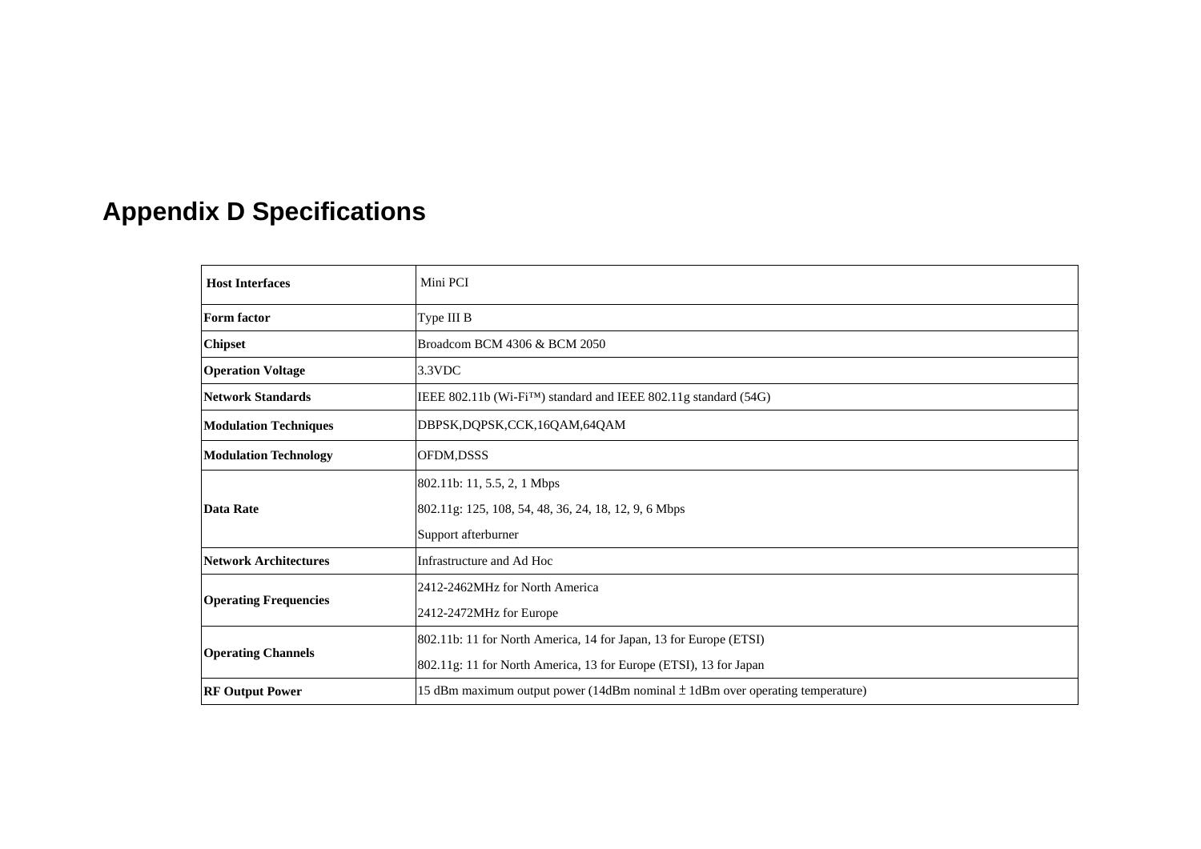# Appendix D Specifications

| Host Interfaces | Mini PCI |
|---|---|
| **Form factor** | Type III B |
| **Chipset** | Broadcom BCM 4306 & BCM 2050 |
| **Operation Voltage** | 3.3VDC |
| **Network Standards** | IEEE 802.11b (Wi-Fi™) standard and IEEE 802.11g standard (54G) |
| **Modulation Techniques** | DBPSK,DQPSK,CCK,16QAM,64QAM |
| **Modulation Technology** | OFDM,DSSS |
| **Data Rate** | 802.11b: 11, 5.5, 2, 1 Mbps<br>802.11g: 125, 108, 54, 48, 36, 24, 18, 12, 9, 6 Mbps<br>Support afterburner |
| **Network Architectures** | Infrastructure and Ad Hoc |
| **Operating Frequencies** | 2412-2462MHz for North America<br>2412-2472MHz for Europe |
| **Operating Channels** | 802.11b: 11 for North America, 14 for Japan, 13 for Europe (ETSI)<br>802.11g: 11 for North America, 13 for Europe (ETSI), 13 for Japan |
| **RF Output Power** | 15 dBm maximum output power (14dBm nominal ± 1dBm over operating temperature) |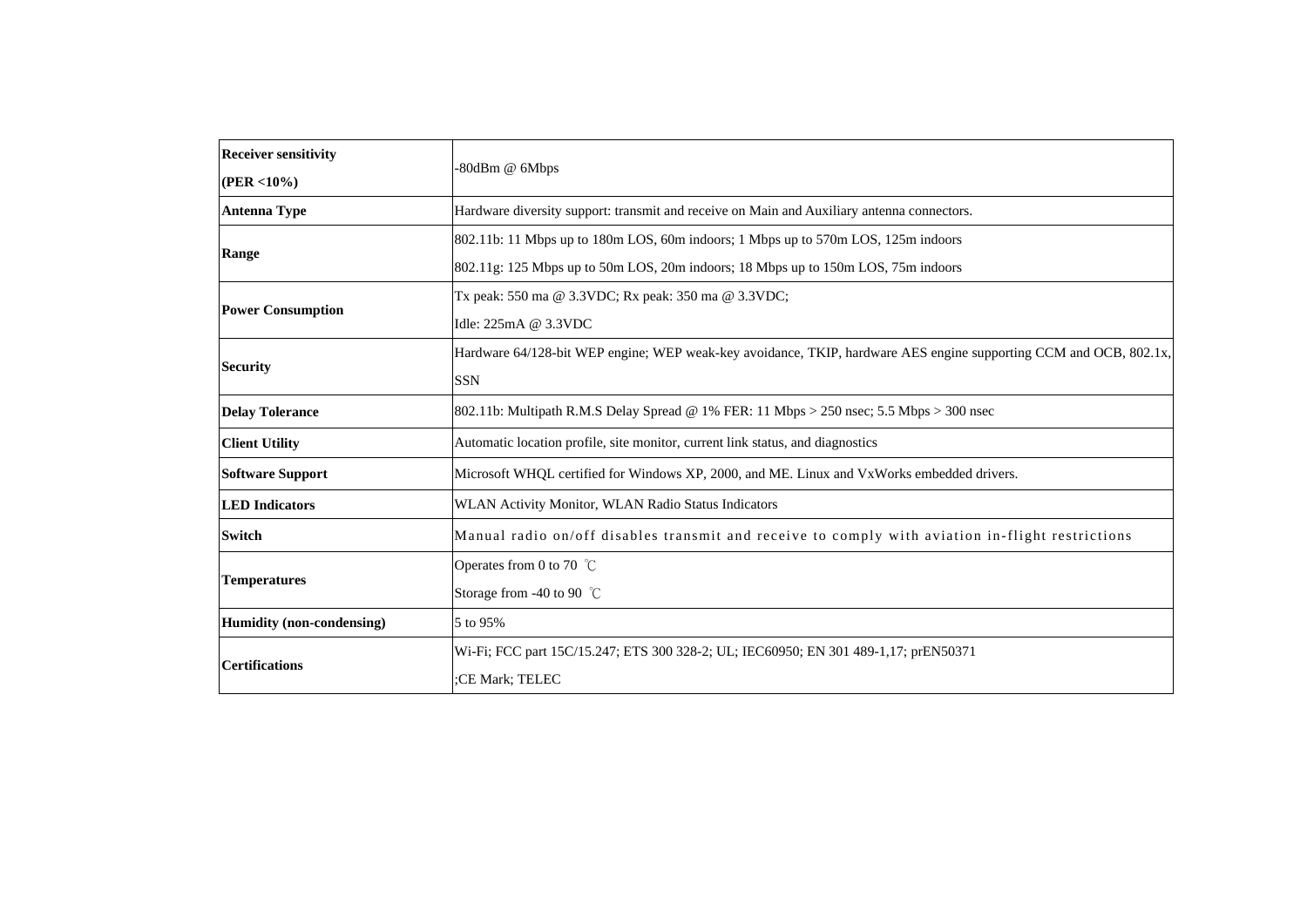| Receiver sensitivity (PER <10%) | -80dBm @ 6Mbps |
|---|---|
| **Antenna Type** | Hardware diversity support: transmit and receive on Main and Auxiliary antenna connectors. |
| **Range** | 802.11b: 11 Mbps up to 180m LOS, 60m indoors; 1 Mbps up to 570m LOS, 125m indoors<br>802.11g: 125 Mbps up to 50m LOS, 20m indoors; 18 Mbps up to 150m LOS, 75m indoors |
| **Power Consumption** | Tx peak: 550 ma @ 3.3VDC; Rx peak: 350 ma @ 3.3VDC;<br>Idle: 225mA @ 3.3VDC |
| **Security** | Hardware 64/128-bit WEP engine; WEP weak-key avoidance, TKIP, hardware AES engine supporting CCM and OCB, 802.1x, SSN |
| **Delay Tolerance** | 802.11b: Multipath R.M.S Delay Spread @ 1% FER: 11 Mbps > 250 nsec; 5.5 Mbps > 300 nsec |
| **Client Utility** | Automatic location profile, site monitor, current link status, and diagnostics |
| **Software Support** | Microsoft WHQL certified for Windows XP, 2000, and ME. Linux and VxWorks embedded drivers. |
| **LED Indicators** | WLAN Activity Monitor, WLAN Radio Status Indicators |
| **Switch** | Manual radio on/off disables transmit and receive to comply with aviation in-flight restrictions |
| **Temperatures** | Operates from 0 to 70 ℃<br>Storage from -40 to 90 ℃ |
| **Humidity (non-condensing)** | 5 to 95% |
| **Certifications** | Wi-Fi; FCC part 15C/15.247; ETS 300 328-2; UL; IEC60950; EN 301 489-1,17; prEN50371<br>;CE Mark; TELEC |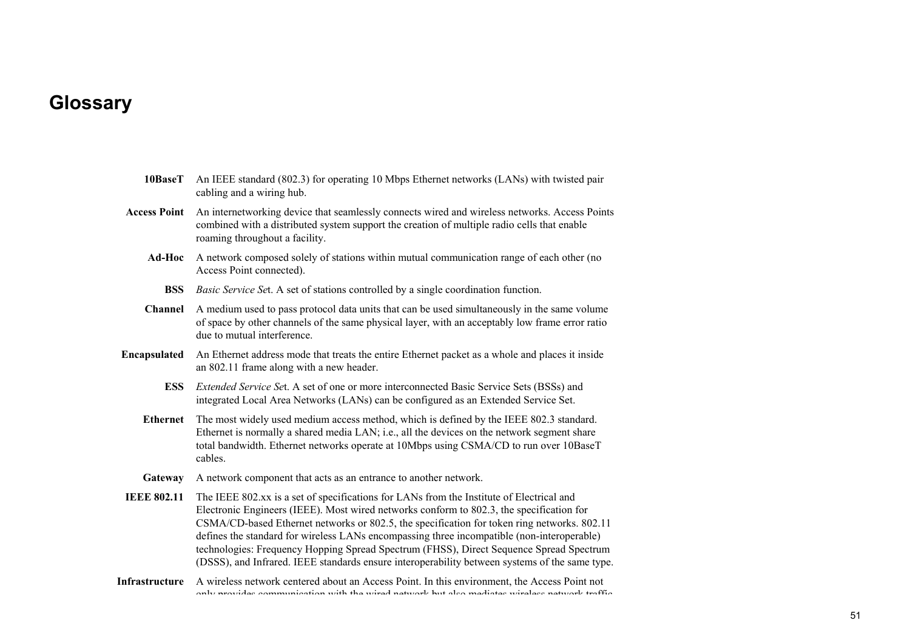# Glossary

**10BaseT** An IEEE standard (802.3) for operating 10 Mbps Ethernet networks (LANs) with twisted pair cabling and a wiring hub.

**Access Point** An internetworking device that seamlessly connects wired and wireless networks. Access Points combined with a distributed system support the creation of multiple radio cells that enable roaming throughout a facility.

**Ad-Hoc** A network composed solely of stations within mutual communication range of each other (no Access Point connected).

**BSS** *Basic Service Se*t. A set of stations controlled by a single coordination function.

**Channel** A medium used to pass protocol data units that can be used simultaneously in the same volume of space by other channels of the same physical layer, with an acceptably low frame error ratio due to mutual interference.

**Encapsulated** An Ethernet address mode that treats the entire Ethernet packet as a whole and places it inside an 802.11 frame along with a new header.

**ESS** *Extended Service Se*t. A set of one or more interconnected Basic Service Sets (BSSs) and integrated Local Area Networks (LANs) can be configured as an Extended Service Set.

**Ethernet** The most widely used medium access method, which is defined by the IEEE 802.3 standard. Ethernet is normally a shared media LAN; i.e., all the devices on the network segment share total bandwidth. Ethernet networks operate at 10Mbps using CSMA/CD to run over 10BaseT cables.

**Gateway** A network component that acts as an entrance to another network.

**IEEE 802.11** The IEEE 802.xx is a set of specifications for LANs from the Institute of Electrical and Electronic Engineers (IEEE). Most wired networks conform to 802.3, the specification for CSMA/CD-based Ethernet networks or 802.5, the specification for token ring networks. 802.11 defines the standard for wireless LANs encompassing three incompatible (non-interoperable) technologies: Frequency Hopping Spread Spectrum (FHSS), Direct Sequence Spread Spectrum (DSSS), and Infrared. IEEE standards ensure interoperability between systems of the same type.

**Infrastructure** A wireless network centered about an Access Point. In this environment, the Access Point not only provides communication with the wired network but also mediates wireless network traffic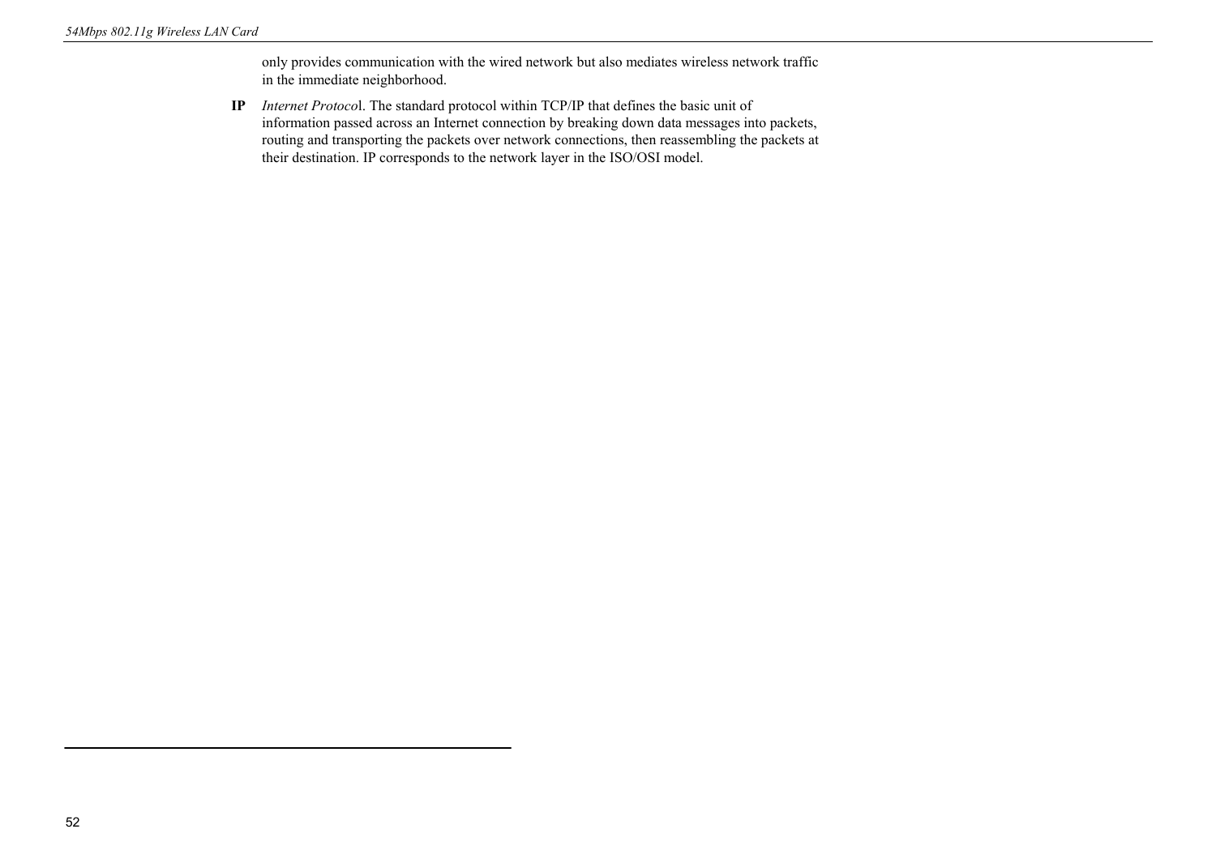only provides communication with the wired network but also mediates wireless network traffic in the immediate neighborhood.

**IP** *Internet Protoco*l. The standard protocol within TCP/IP that defines the basic unit of information passed across an Internet connection by breaking down data messages into packets, routing and transporting the packets over network connections, then reassembling the packets at their destination. IP corresponds to the network layer in the ISO/OSI model.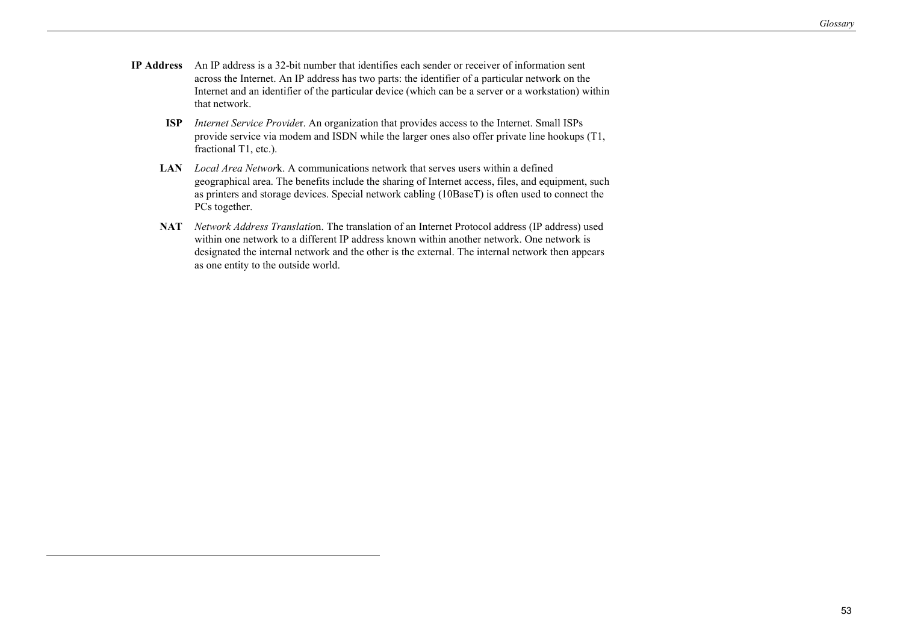**IP Address** An IP address is a 32-bit number that identifies each sender or receiver of information sent across the Internet. An IP address has two parts: the identifier of a particular network on the Internet and an identifier of the particular device (which can be a server or a workstation) within that network.

**ISP** *Internet Service Provide*r. An organization that provides access to the Internet. Small ISPs provide service via modem and ISDN while the larger ones also offer private line hookups (T1, fractional T1, etc.).

**LAN** *Local Area Networ*k. A communications network that serves users within a defined geographical area. The benefits include the sharing of Internet access, files, and equipment, such as printers and storage devices. Special network cabling (10BaseT) is often used to connect the PCs together.

**NAT** *Network Address Translatio*n. The translation of an Internet Protocol address (IP address) used within one network to a different IP address known within another network. One network is designated the internal network and the other is the external. The internal network then appears as one entity to the outside world.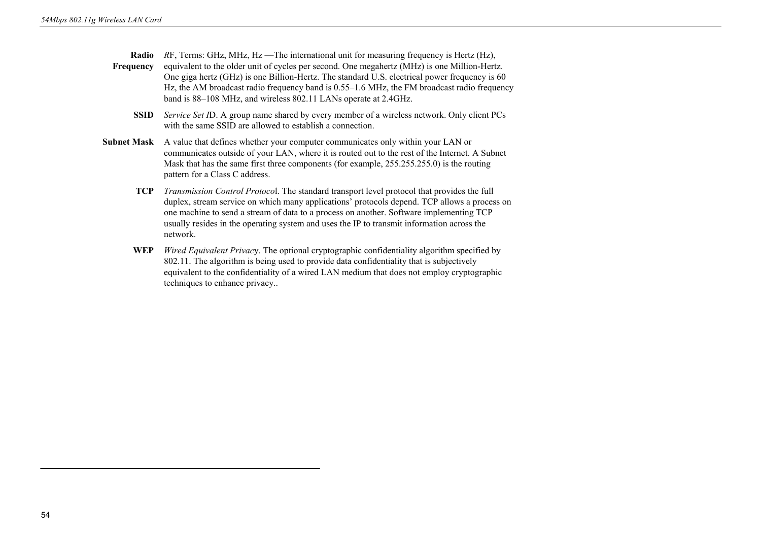**Radio Frequency** *R*F, Terms: GHz, MHz, Hz —The international unit for measuring frequency is Hertz (Hz), equivalent to the older unit of cycles per second. One megahertz (MHz) is one Million-Hertz. One giga hertz (GHz) is one Billion-Hertz. The standard U.S. electrical power frequency is 60 Hz, the AM broadcast radio frequency band is 0.55–1.6 MHz, the FM broadcast radio frequency band is 88–108 MHz, and wireless 802.11 LANs operate at 2.4GHz.

**SSID** *Service Set I*D. A group name shared by every member of a wireless network. Only client PCs with the same SSID are allowed to establish a connection.

**Subnet Mask** A value that defines whether your computer communicates only within your LAN or communicates outside of your LAN, where it is routed out to the rest of the Internet. A Subnet Mask that has the same first three components (for example, 255.255.255.0) is the routing pattern for a Class C address.

**TCP** *Transmission Control Protoco*l. The standard transport level protocol that provides the full duplex, stream service on which many applications' protocols depend. TCP allows a process on one machine to send a stream of data to a process on another. Software implementing TCP usually resides in the operating system and uses the IP to transmit information across the network.

**WEP** *Wired Equivalent Privac*y. The optional cryptographic confidentiality algorithm specified by 802.11. The algorithm is being used to provide data confidentiality that is subjectively equivalent to the confidentiality of a wired LAN medium that does not employ cryptographic techniques to enhance privacy..